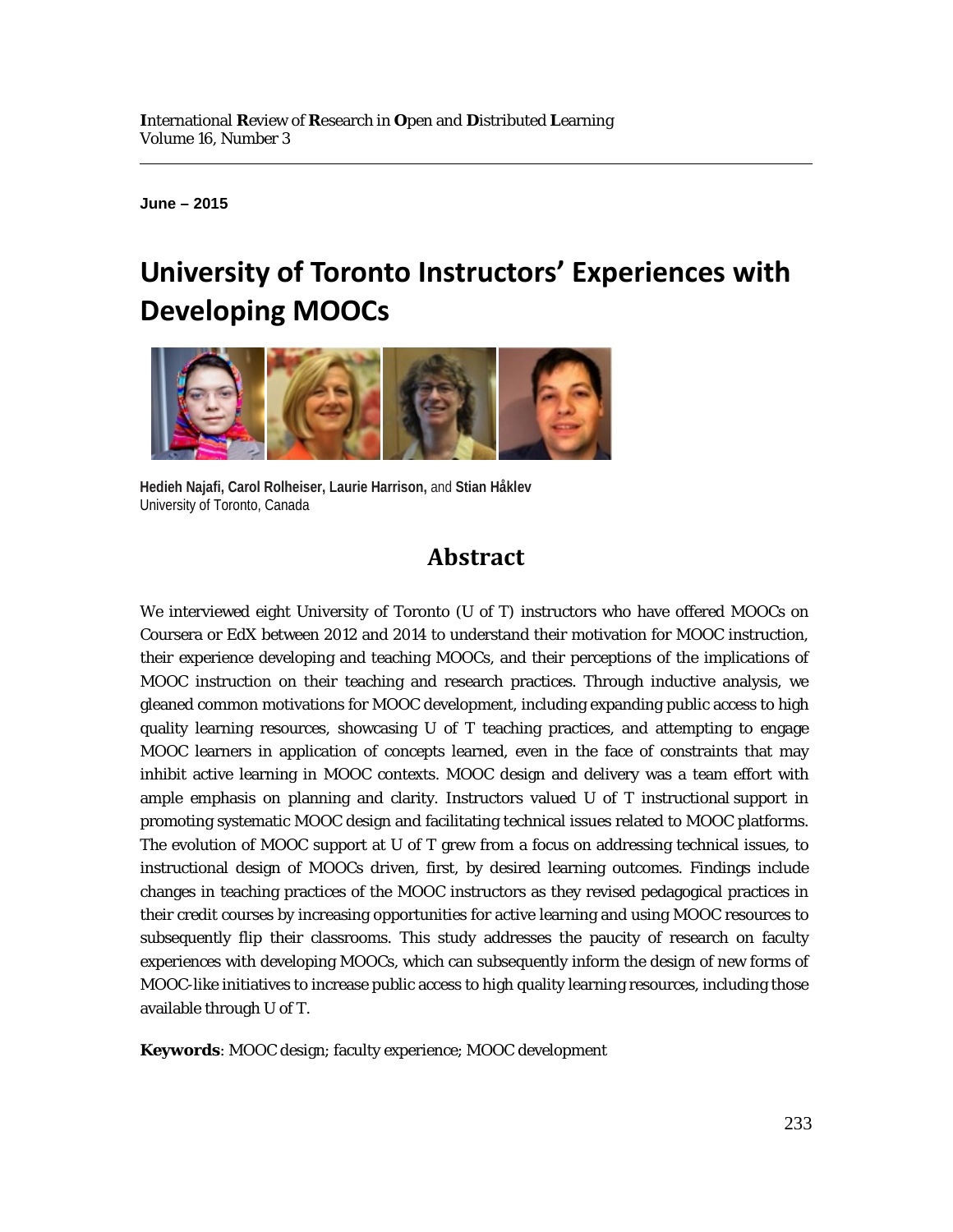**June – 2015**

# University of Toronto Instructors' Experiences with Developing MOOCs

**Hedieh Najafi, Carol Rolheiser, Laurie Harrison,** and **Stian Håklev**
University of Toronto, Canada

## Abstract

We interviewed eight University of Toronto (U of T) instructors who have offered MOOCs on Coursera or EdX between 2012 and 2014 to understand their motivation for MOOC instruction, their experience developing and teaching MOOCs, and their perceptions of the implications of MOOC instruction on their teaching and research practices. Through inductive analysis, we gleaned common motivations for MOOC development, including expanding public access to high quality learning resources, showcasing U of T teaching practices, and attempting to engage MOOC learners in application of concepts learned, even in the face of constraints that may inhibit active learning in MOOC contexts. MOOC design and delivery was a team effort with ample emphasis on planning and clarity. Instructors valued U of T instructional support in promoting systematic MOOC design and facilitating technical issues related to MOOC platforms. The evolution of MOOC support at U of T grew from a focus on addressing technical issues, to instructional design of MOOCs driven, first, by desired learning outcomes. Findings include changes in teaching practices of the MOOC instructors as they revised pedagogical practices in their credit courses by increasing opportunities for active learning and using MOOC resources to subsequently flip their classrooms. This study addresses the paucity of research on faculty experiences with developing MOOCs, which can subsequently inform the design of new forms of MOOC-like initiatives to increase public access to high quality learning resources, including those available through U of T.

**Keywords**: MOOC design; faculty experience; MOOC development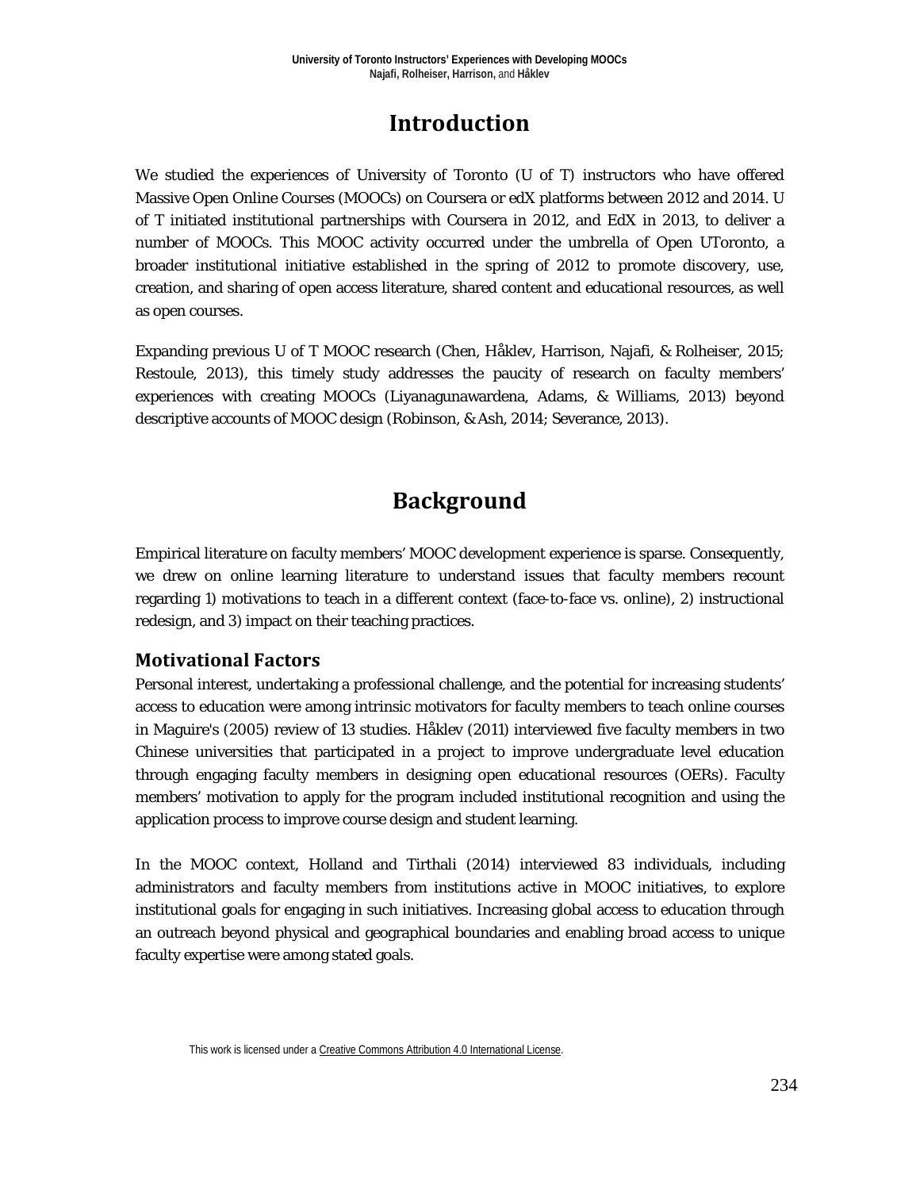# Introduction

We studied the experiences of University of Toronto (U of T) instructors who have offered Massive Open Online Courses (MOOCs) on Coursera or edX platforms between 2012 and 2014. U of T initiated institutional partnerships with Coursera in 2012, and EdX in 2013, to deliver a number of MOOCs. This MOOC activity occurred under the umbrella of Open UToronto, a broader institutional initiative established in the spring of 2012 to promote discovery, use, creation, and sharing of open access literature, shared content and educational resources, as well as open courses.

Expanding previous U of T MOOC research (Chen, Håklev, Harrison, Najafi, & Rolheiser, 2015; Restoule, 2013), this timely study addresses the paucity of research on faculty members' experiences with creating MOOCs (Liyanagunawardena, Adams, & Williams, 2013) beyond descriptive accounts of MOOC design (Robinson, & Ash, 2014; Severance, 2013).

# Background

Empirical literature on faculty members' MOOC development experience is sparse. Consequently, we drew on online learning literature to understand issues that faculty members recount regarding 1) motivations to teach in a different context (face-to-face vs. online), 2) instructional redesign, and 3) impact on their teaching practices.

## Motivational Factors

Personal interest, undertaking a professional challenge, and the potential for increasing students' access to education were among intrinsic motivators for faculty members to teach online courses in Maguire's (2005) review of 13 studies. Håklev (2011) interviewed five faculty members in two Chinese universities that participated in a project to improve undergraduate level education through engaging faculty members in designing open educational resources (OERs). Faculty members' motivation to apply for the program included institutional recognition and using the application process to improve course design and student learning.

In the MOOC context, Holland and Tirthali (2014) interviewed 83 individuals, including administrators and faculty members from institutions active in MOOC initiatives, to explore institutional goals for engaging in such initiatives. Increasing global access to education through an outreach beyond physical and geographical boundaries and enabling broad access to unique faculty expertise were among stated goals.

This work is licensed under a Creative Commons Attribution 4.0 International License.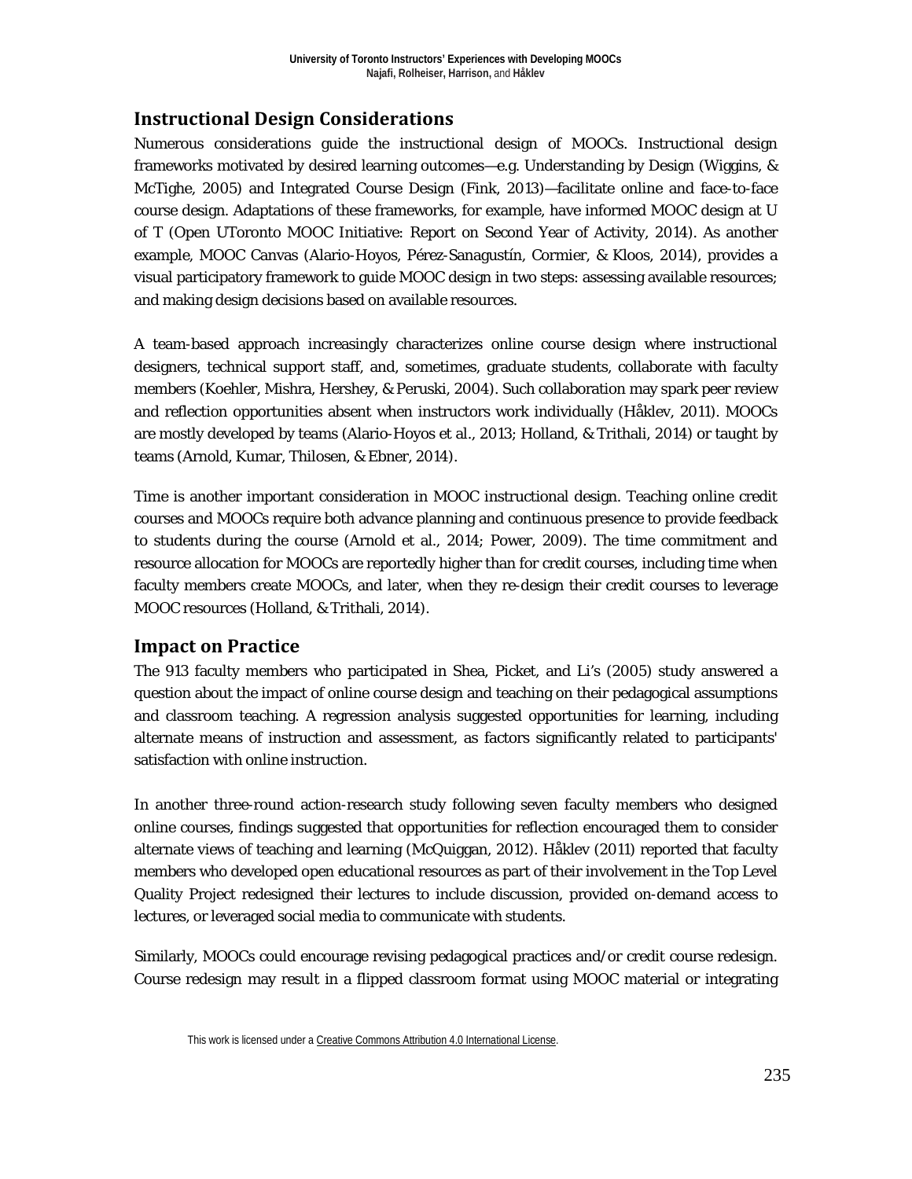## Instructional Design Considerations

Numerous considerations guide the instructional design of MOOCs. Instructional design frameworks motivated by desired learning outcomes—e.g. Understanding by Design (Wiggins, & McTighe, 2005) and Integrated Course Design (Fink, 2013)—facilitate online and face-to-face course design. Adaptations of these frameworks, for example, have informed MOOC design at U of T (Open UToronto MOOC Initiative: Report on Second Year of Activity, 2014). As another example, MOOC Canvas (Alario-Hoyos, Pérez-Sanagustín, Cormier, & Kloos, 2014), provides a visual participatory framework to guide MOOC design in two steps: assessing available resources; and making design decisions based on available resources.

A team-based approach increasingly characterizes online course design where instructional designers, technical support staff, and, sometimes, graduate students, collaborate with faculty members (Koehler, Mishra, Hershey, & Peruski, 2004). Such collaboration may spark peer review and reflection opportunities absent when instructors work individually (Håklev, 2011). MOOCs are mostly developed by teams (Alario-Hoyos et al., 2013; Holland, & Trithali, 2014) or taught by teams (Arnold, Kumar, Thilosen, & Ebner, 2014).

Time is another important consideration in MOOC instructional design. Teaching online credit courses and MOOCs require both advance planning and continuous presence to provide feedback to students during the course (Arnold et al., 2014; Power, 2009). The time commitment and resource allocation for MOOCs are reportedly higher than for credit courses, including time when faculty members create MOOCs, and later, when they re-design their credit courses to leverage MOOC resources (Holland, & Trithali, 2014).

## Impact on Practice

The 913 faculty members who participated in Shea, Picket, and Li's (2005) study answered a question about the impact of online course design and teaching on their pedagogical assumptions and classroom teaching. A regression analysis suggested opportunities for learning, including alternate means of instruction and assessment, as factors significantly related to participants' satisfaction with online instruction.

In another three-round action-research study following seven faculty members who designed online courses, findings suggested that opportunities for reflection encouraged them to consider alternate views of teaching and learning (McQuiggan, 2012). Håklev (2011) reported that faculty members who developed open educational resources as part of their involvement in the Top Level Quality Project redesigned their lectures to include discussion, provided on-demand access to lectures, or leveraged social media to communicate with students.

Similarly, MOOCs could encourage revising pedagogical practices and/or credit course redesign. Course redesign may result in a flipped classroom format using MOOC material or integrating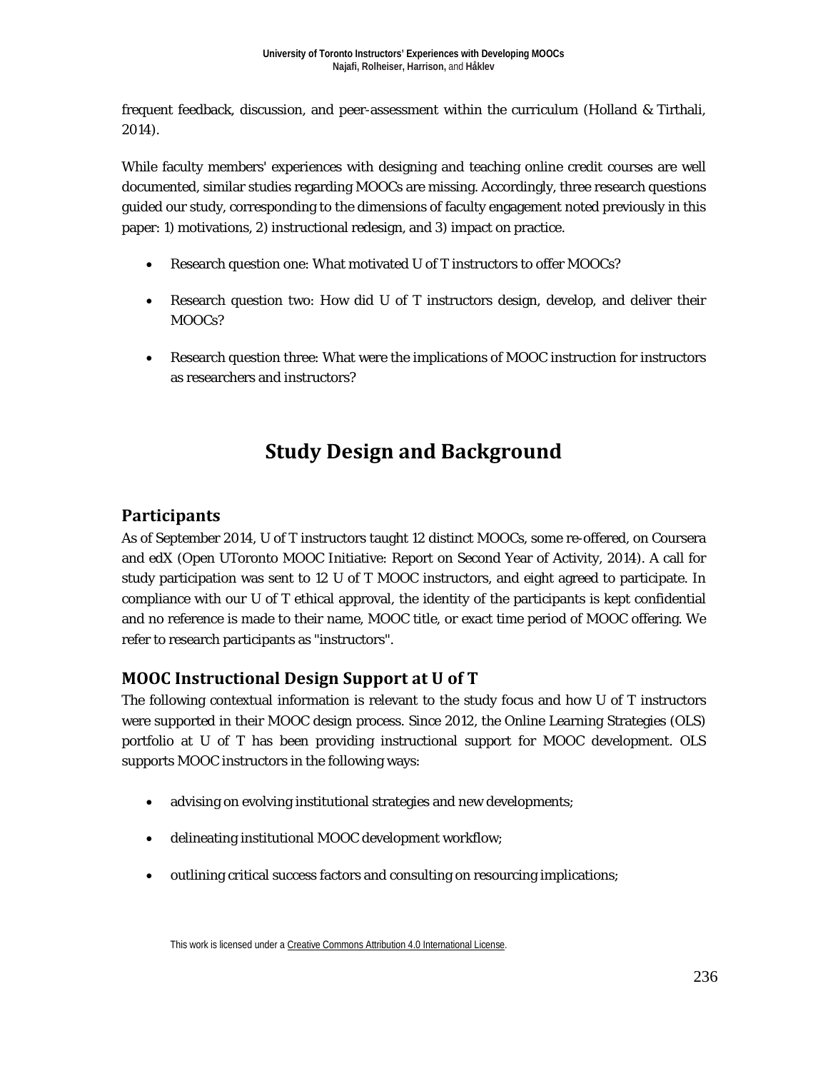frequent feedback, discussion, and peer-assessment within the curriculum (Holland & Tirthali, 2014).

While faculty members' experiences with designing and teaching online credit courses are well documented, similar studies regarding MOOCs are missing. Accordingly, three research questions guided our study, corresponding to the dimensions of faculty engagement noted previously in this paper: 1) motivations, 2) instructional redesign, and 3) impact on practice.

- Research question one: What motivated U of T instructors to offer MOOCs?
- Research question two: How did U of T instructors design, develop, and deliver their MOOCs?
- Research question three: What were the implications of MOOC instruction for instructors as researchers and instructors?

# Study Design and Background

## Participants

As of September 2014, U of T instructors taught 12 distinct MOOCs, some re-offered, on Coursera and edX (Open UToronto MOOC Initiative: Report on Second Year of Activity, 2014). A call for study participation was sent to 12 U of T MOOC instructors, and eight agreed to participate. In compliance with our U of T ethical approval, the identity of the participants is kept confidential and no reference is made to their name, MOOC title, or exact time period of MOOC offering. We refer to research participants as "instructors".

## MOOC Instructional Design Support at U of T

The following contextual information is relevant to the study focus and how U of T instructors were supported in their MOOC design process. Since 2012, the Online Learning Strategies (OLS) portfolio at U of T has been providing instructional support for MOOC development. OLS supports MOOC instructors in the following ways:

- advising on evolving institutional strategies and new developments;
- delineating institutional MOOC development workflow;
- outlining critical success factors and consulting on resourcing implications;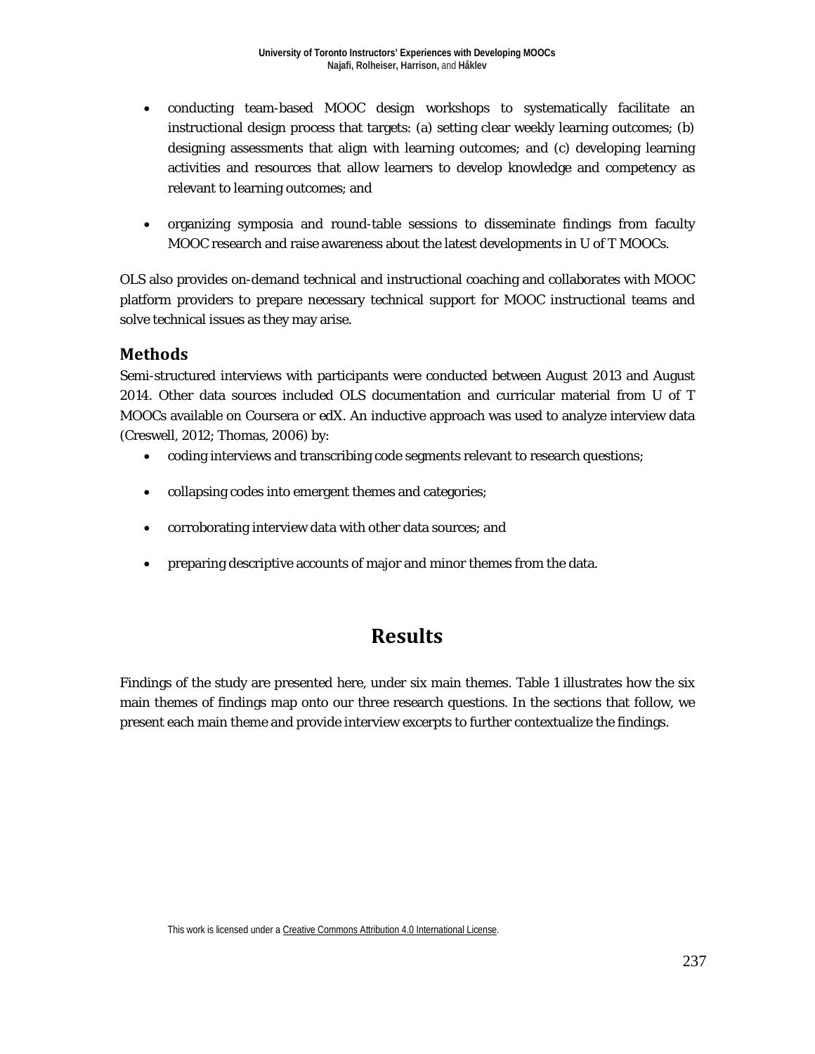- conducting team-based MOOC design workshops to systematically facilitate an instructional design process that targets: (a) setting clear weekly learning outcomes; (b) designing assessments that align with learning outcomes; and (c) developing learning activities and resources that allow learners to develop knowledge and competency as relevant to learning outcomes; and

- organizing symposia and round-table sessions to disseminate findings from faculty MOOC research and raise awareness about the latest developments in U of T MOOCs.

OLS also provides on-demand technical and instructional coaching and collaborates with MOOC platform providers to prepare necessary technical support for MOOC instructional teams and solve technical issues as they may arise.

## Methods

Semi-structured interviews with participants were conducted between August 2013 and August 2014. Other data sources included OLS documentation and curricular material from U of T MOOCs available on Coursera or edX. An inductive approach was used to analyze interview data (Creswell, 2012; Thomas, 2006) by:

- coding interviews and transcribing code segments relevant to research questions;

- collapsing codes into emergent themes and categories;

- corroborating interview data with other data sources; and

- preparing descriptive accounts of major and minor themes from the data.

# Results

Findings of the study are presented here, under six main themes. Table 1 illustrates how the six main themes of findings map onto our three research questions. In the sections that follow, we present each main theme and provide interview excerpts to further contextualize the findings.

This work is licensed under a Creative Commons Attribution 4.0 International License.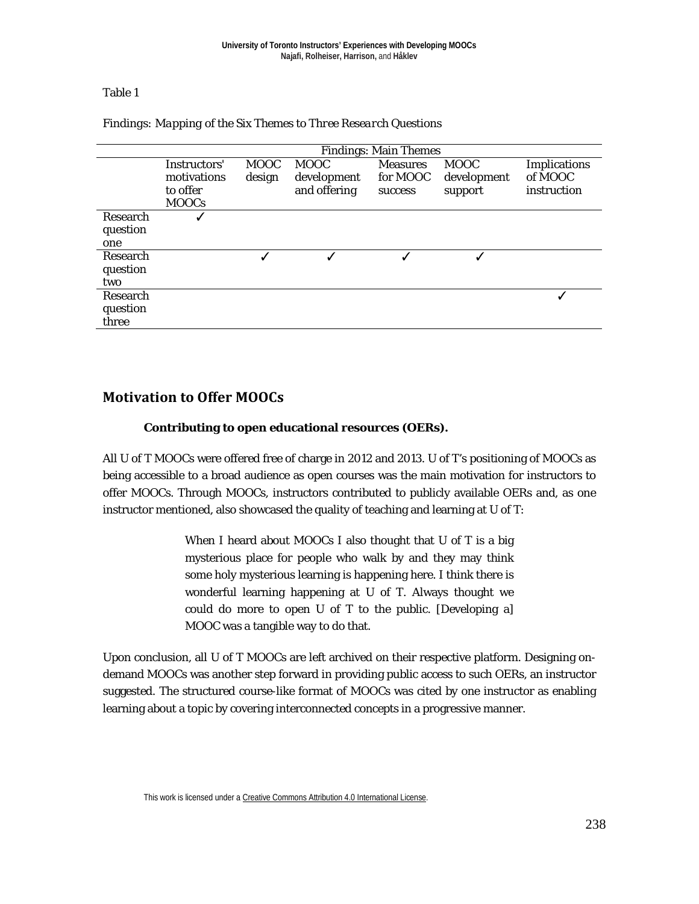Table 1

*Findings: Mapping of the Six Themes to Three Research Questions*

| | Findings: Main Themes | | | | | |
|---|---|---|---|---|---|---|
| | Instructors' motivations to offer MOOCs | MOOC design | MOOC development and offering | Measures for MOOC success | MOOC development support | Implications of MOOC instruction |
| Research question one | ✓ | | | | | |
| Research question two | | ✓ | ✓ | ✓ | ✓ | |
| Research question three | | | | | | ✓ |

## Motivation to Offer MOOCs

**Contributing to open educational resources (OERs).**

All U of T MOOCs were offered free of charge in 2012 and 2013. U of T's positioning of MOOCs as being accessible to a broad audience as open courses was the main motivation for instructors to offer MOOCs. Through MOOCs, instructors contributed to publicly available OERs and, as one instructor mentioned, also showcased the quality of teaching and learning at U of T:

> When I heard about MOOCs I also thought that U of T is a big mysterious place for people who walk by and they may think some holy mysterious learning is happening here. I think there is wonderful learning happening at U of T. Always thought we could do more to open U of T to the public. [Developing a] MOOC was a tangible way to do that.

Upon conclusion, all U of T MOOCs are left archived on their respective platform. Designing on-demand MOOCs was another step forward in providing public access to such OERs, an instructor suggested. The structured course-like format of MOOCs was cited by one instructor as enabling learning about a topic by covering interconnected concepts in a progressive manner.

This work is licensed under a Creative Commons Attribution 4.0 International License.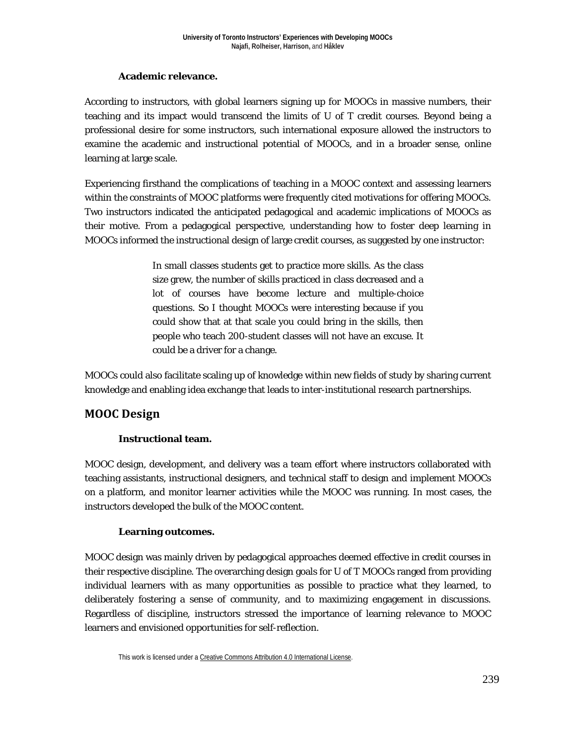### Academic relevance.

According to instructors, with global learners signing up for MOOCs in massive numbers, their teaching and its impact would transcend the limits of U of T credit courses. Beyond being a professional desire for some instructors, such international exposure allowed the instructors to examine the academic and instructional potential of MOOCs, and in a broader sense, online learning at large scale.

Experiencing firsthand the complications of teaching in a MOOC context and assessing learners within the constraints of MOOC platforms were frequently cited motivations for offering MOOCs. Two instructors indicated the anticipated pedagogical and academic implications of MOOCs as their motive. From a pedagogical perspective, understanding how to foster deep learning in MOOCs informed the instructional design of large credit courses, as suggested by one instructor:

> In small classes students get to practice more skills. As the class size grew, the number of skills practiced in class decreased and a lot of courses have become lecture and multiple-choice questions. So I thought MOOCs were interesting because if you could show that at that scale you could bring in the skills, then people who teach 200-student classes will not have an excuse. It could be a driver for a change.

MOOCs could also facilitate scaling up of knowledge within new fields of study by sharing current knowledge and enabling idea exchange that leads to inter-institutional research partnerships.

## MOOC Design

### Instructional team.

MOOC design, development, and delivery was a team effort where instructors collaborated with teaching assistants, instructional designers, and technical staff to design and implement MOOCs on a platform, and monitor learner activities while the MOOC was running. In most cases, the instructors developed the bulk of the MOOC content.

### Learning outcomes.

MOOC design was mainly driven by pedagogical approaches deemed effective in credit courses in their respective discipline. The overarching design goals for U of T MOOCs ranged from providing individual learners with as many opportunities as possible to practice what they learned, to deliberately fostering a sense of community, and to maximizing engagement in discussions. Regardless of discipline, instructors stressed the importance of learning relevance to MOOC learners and envisioned opportunities for self-reflection.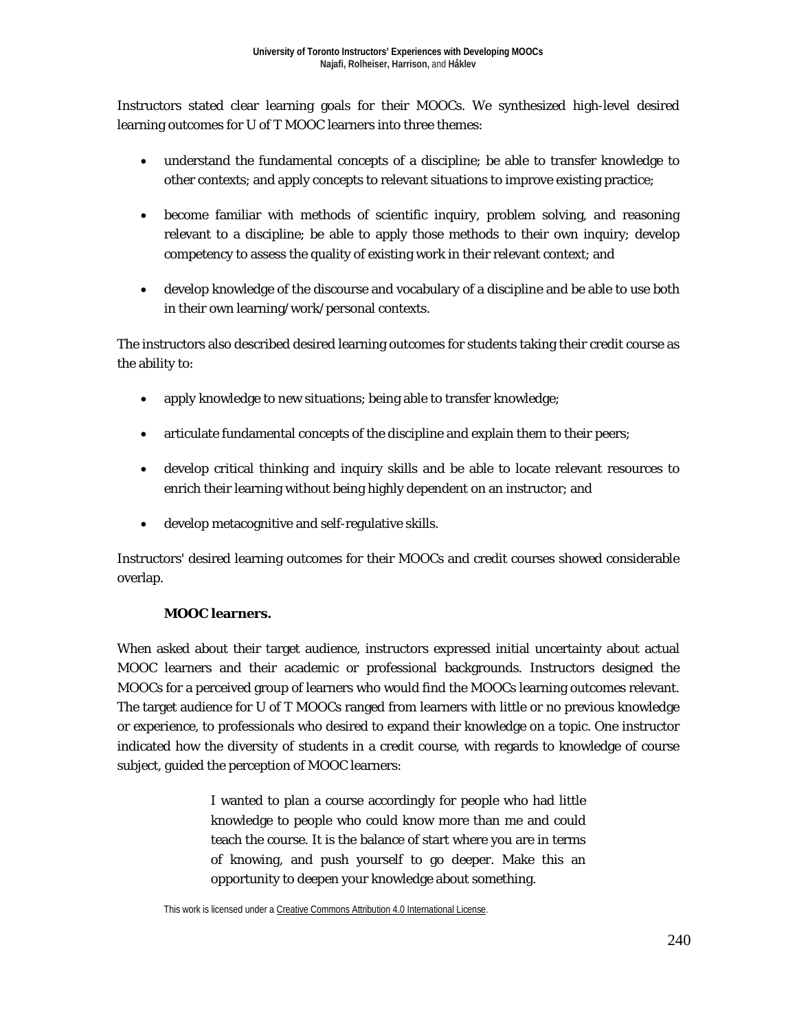Instructors stated clear learning goals for their MOOCs. We synthesized high-level desired learning outcomes for U of T MOOC learners into three themes:

- understand the fundamental concepts of a discipline; be able to transfer knowledge to other contexts; and apply concepts to relevant situations to improve existing practice;
- become familiar with methods of scientific inquiry, problem solving, and reasoning relevant to a discipline; be able to apply those methods to their own inquiry; develop competency to assess the quality of existing work in their relevant context; and
- develop knowledge of the discourse and vocabulary of a discipline and be able to use both in their own learning/work/personal contexts.

The instructors also described desired learning outcomes for students taking their credit course as the ability to:

- apply knowledge to new situations; being able to transfer knowledge;
- articulate fundamental concepts of the discipline and explain them to their peers;
- develop critical thinking and inquiry skills and be able to locate relevant resources to enrich their learning without being highly dependent on an instructor; and
- develop metacognitive and self-regulative skills.

Instructors' desired learning outcomes for their MOOCs and credit courses showed considerable overlap.

#### MOOC learners.

When asked about their target audience, instructors expressed initial uncertainty about actual MOOC learners and their academic or professional backgrounds. Instructors designed the MOOCs for a perceived group of learners who would find the MOOCs learning outcomes relevant. The target audience for U of T MOOCs ranged from learners with little or no previous knowledge or experience, to professionals who desired to expand their knowledge on a topic. One instructor indicated how the diversity of students in a credit course, with regards to knowledge of course subject, guided the perception of MOOC learners:

> I wanted to plan a course accordingly for people who had little knowledge to people who could know more than me and could teach the course. It is the balance of start where you are in terms of knowing, and push yourself to go deeper. Make this an opportunity to deepen your knowledge about something.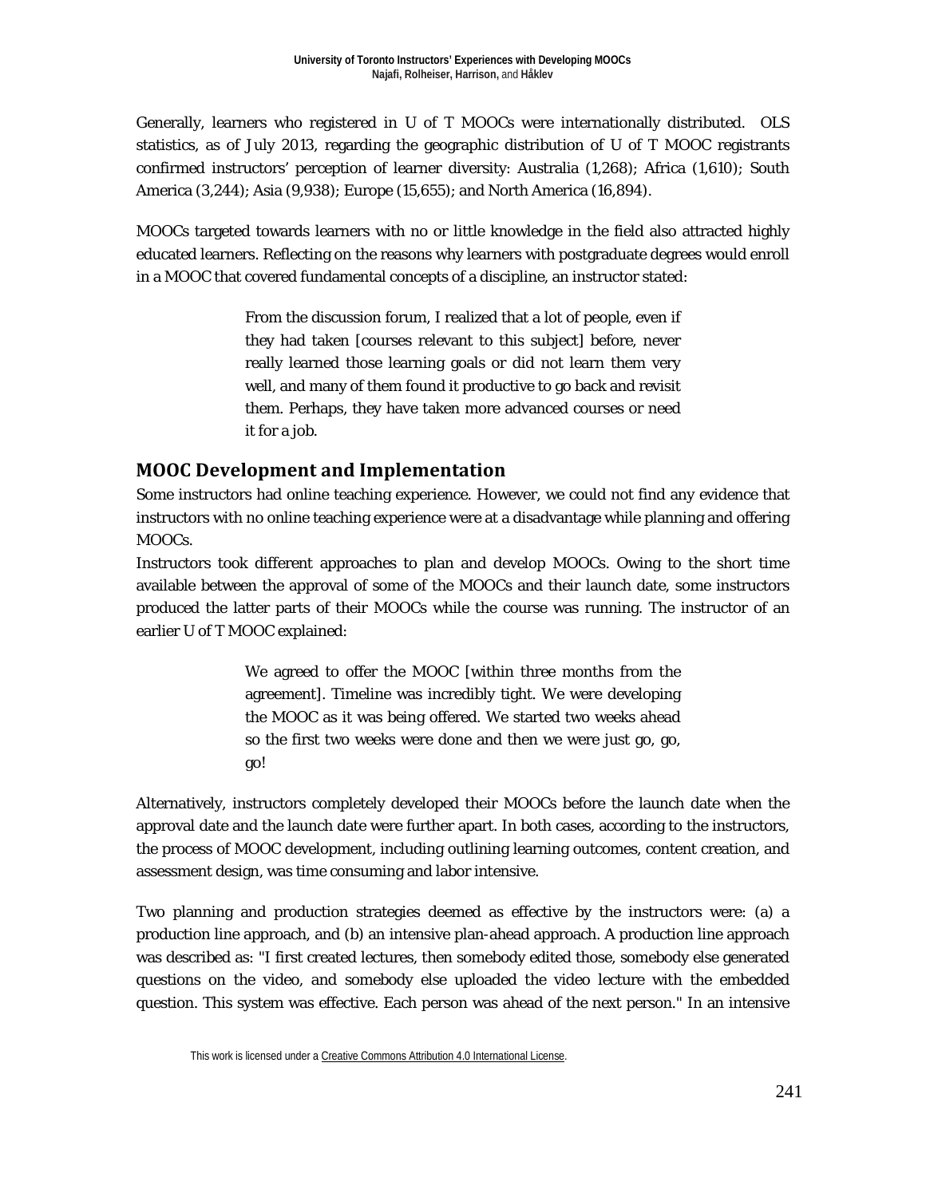Generally, learners who registered in U of T MOOCs were internationally distributed. OLS statistics, as of July 2013, regarding the geographic distribution of U of T MOOC registrants confirmed instructors' perception of learner diversity: Australia (1,268); Africa (1,610); South America (3,244); Asia (9,938); Europe (15,655); and North America (16,894).

MOOCs targeted towards learners with no or little knowledge in the field also attracted highly educated learners. Reflecting on the reasons why learners with postgraduate degrees would enroll in a MOOC that covered fundamental concepts of a discipline, an instructor stated:

> From the discussion forum, I realized that a lot of people, even if they had taken [courses relevant to this subject] before, never really learned those learning goals or did not learn them very well, and many of them found it productive to go back and revisit them. Perhaps, they have taken more advanced courses or need it for a job.

## MOOC Development and Implementation

Some instructors had online teaching experience. However, we could not find any evidence that instructors with no online teaching experience were at a disadvantage while planning and offering MOOCs.

Instructors took different approaches to plan and develop MOOCs. Owing to the short time available between the approval of some of the MOOCs and their launch date, some instructors produced the latter parts of their MOOCs while the course was running. The instructor of an earlier U of T MOOC explained:

> We agreed to offer the MOOC [within three months from the agreement]. Timeline was incredibly tight. We were developing the MOOC as it was being offered. We started two weeks ahead so the first two weeks were done and then we were just go, go, go!

Alternatively, instructors completely developed their MOOCs before the launch date when the approval date and the launch date were further apart. In both cases, according to the instructors, the process of MOOC development, including outlining learning outcomes, content creation, and assessment design, was time consuming and labor intensive.

Two planning and production strategies deemed as effective by the instructors were: (a) a production line approach, and (b) an intensive plan-ahead approach. A production line approach was described as: "I first created lectures, then somebody edited those, somebody else generated questions on the video, and somebody else uploaded the video lecture with the embedded question. This system was effective. Each person was ahead of the next person." In an intensive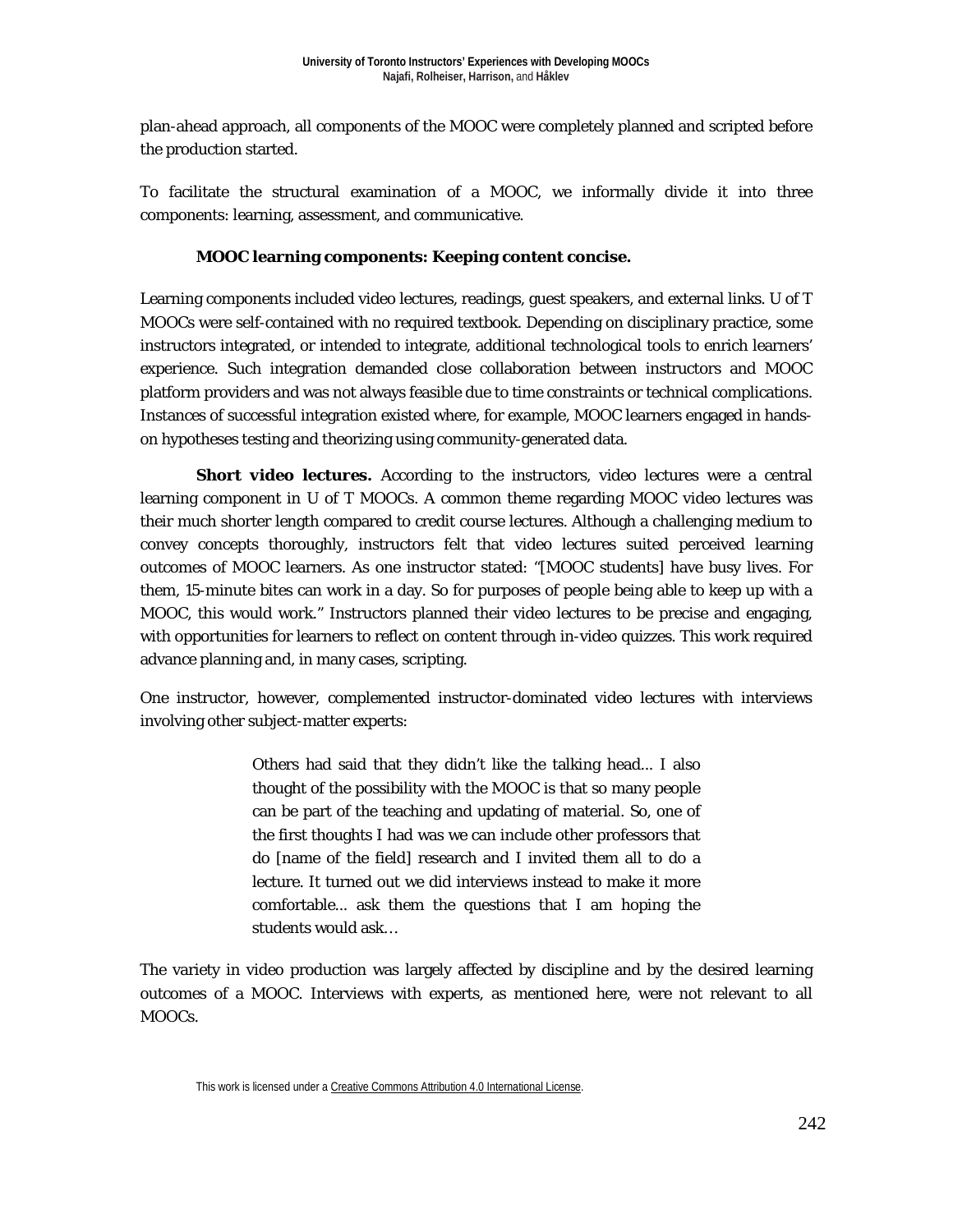plan-ahead approach, all components of the MOOC were completely planned and scripted before the production started.

To facilitate the structural examination of a MOOC, we informally divide it into three components: learning, assessment, and communicative.

**MOOC learning components: Keeping content concise.**

Learning components included video lectures, readings, guest speakers, and external links. U of T MOOCs were self-contained with no required textbook. Depending on disciplinary practice, some instructors integrated, or intended to integrate, additional technological tools to enrich learners' experience. Such integration demanded close collaboration between instructors and MOOC platform providers and was not always feasible due to time constraints or technical complications. Instances of successful integration existed where, for example, MOOC learners engaged in hands-on hypotheses testing and theorizing using community-generated data.

**Short video lectures.** According to the instructors, video lectures were a central learning component in U of T MOOCs. A common theme regarding MOOC video lectures was their much shorter length compared to credit course lectures. Although a challenging medium to convey concepts thoroughly, instructors felt that video lectures suited perceived learning outcomes of MOOC learners. As one instructor stated: "[MOOC students] have busy lives. For them, 15-minute bites can work in a day. So for purposes of people being able to keep up with a MOOC, this would work." Instructors planned their video lectures to be precise and engaging, with opportunities for learners to reflect on content through in-video quizzes. This work required advance planning and, in many cases, scripting.

One instructor, however, complemented instructor-dominated video lectures with interviews involving other subject-matter experts:

> Others had said that they didn't like the talking head... I also thought of the possibility with the MOOC is that so many people can be part of the teaching and updating of material. So, one of the first thoughts I had was we can include other professors that do [name of the field] research and I invited them all to do a lecture. It turned out we did interviews instead to make it more comfortable... ask them the questions that I am hoping the students would ask…

The variety in video production was largely affected by discipline and by the desired learning outcomes of a MOOC. Interviews with experts, as mentioned here, were not relevant to all MOOCs.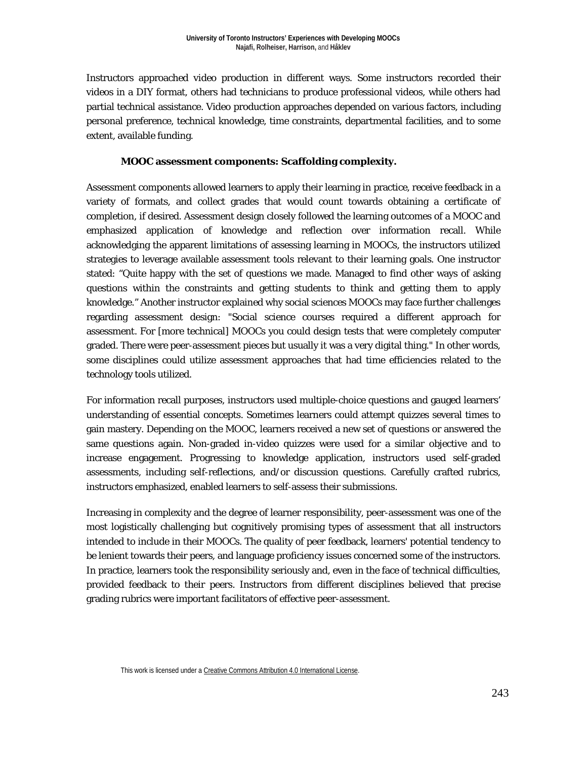Instructors approached video production in different ways. Some instructors recorded their videos in a DIY format, others had technicians to produce professional videos, while others had partial technical assistance. Video production approaches depended on various factors, including personal preference, technical knowledge, time constraints, departmental facilities, and to some extent, available funding.

#### MOOC assessment components: Scaffolding complexity.

Assessment components allowed learners to apply their learning in practice, receive feedback in a variety of formats, and collect grades that would count towards obtaining a certificate of completion, if desired. Assessment design closely followed the learning outcomes of a MOOC and emphasized application of knowledge and reflection over information recall. While acknowledging the apparent limitations of assessing learning in MOOCs, the instructors utilized strategies to leverage available assessment tools relevant to their learning goals. One instructor stated: "Quite happy with the set of questions we made. Managed to find other ways of asking questions within the constraints and getting students to think and getting them to apply knowledge." Another instructor explained why social sciences MOOCs may face further challenges regarding assessment design: "Social science courses required a different approach for assessment. For [more technical] MOOCs you could design tests that were completely computer graded. There were peer-assessment pieces but usually it was a very digital thing." In other words, some disciplines could utilize assessment approaches that had time efficiencies related to the technology tools utilized.

For information recall purposes, instructors used multiple-choice questions and gauged learners' understanding of essential concepts. Sometimes learners could attempt quizzes several times to gain mastery. Depending on the MOOC, learners received a new set of questions or answered the same questions again. Non-graded in-video quizzes were used for a similar objective and to increase engagement. Progressing to knowledge application, instructors used self-graded assessments, including self-reflections, and/or discussion questions. Carefully crafted rubrics, instructors emphasized, enabled learners to self-assess their submissions.

Increasing in complexity and the degree of learner responsibility, peer-assessment was one of the most logistically challenging but cognitively promising types of assessment that all instructors intended to include in their MOOCs. The quality of peer feedback, learners' potential tendency to be lenient towards their peers, and language proficiency issues concerned some of the instructors. In practice, learners took the responsibility seriously and, even in the face of technical difficulties, provided feedback to their peers. Instructors from different disciplines believed that precise grading rubrics were important facilitators of effective peer-assessment.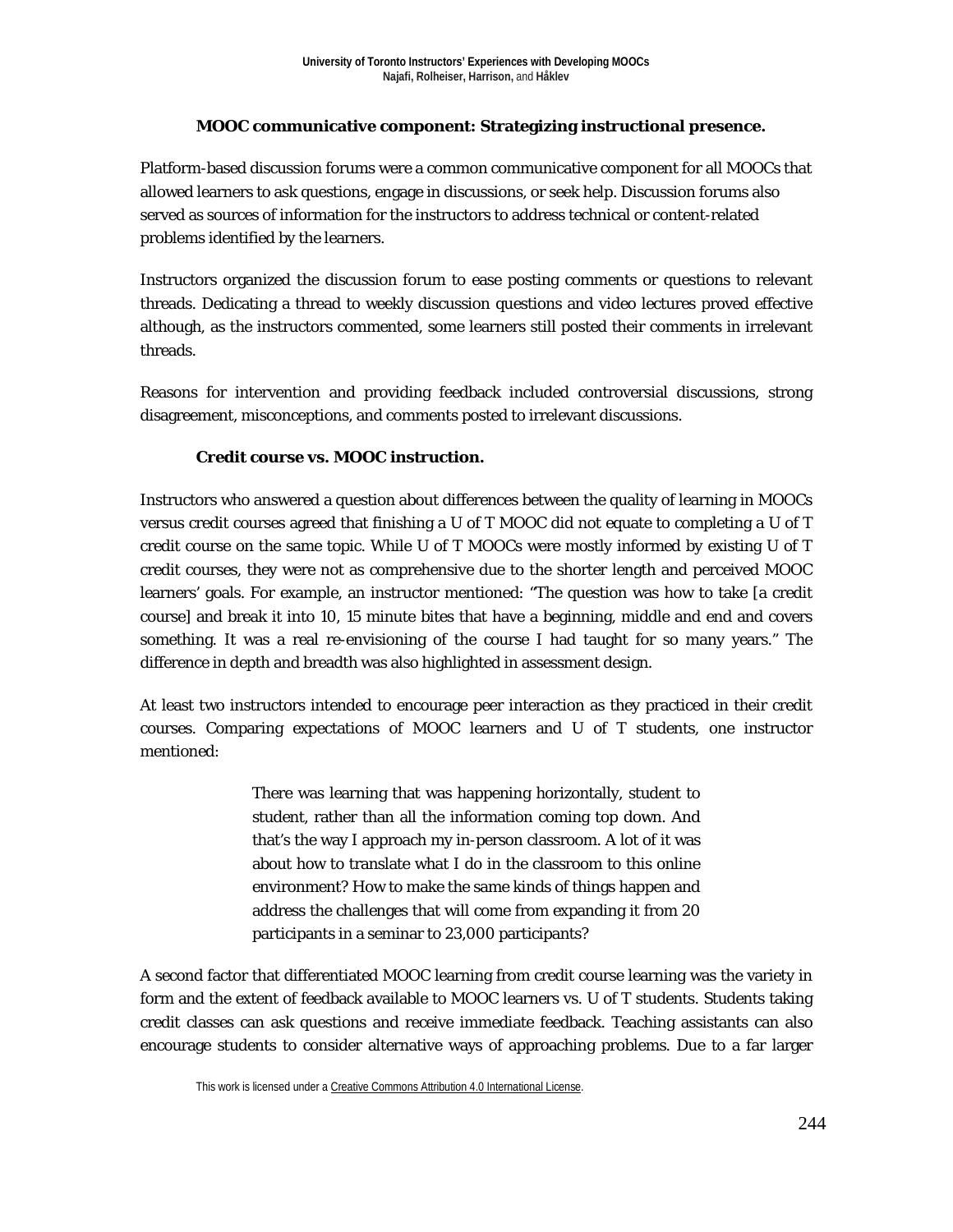**MOOC communicative component: Strategizing instructional presence.**

Platform-based discussion forums were a common communicative component for all MOOCs that allowed learners to ask questions, engage in discussions, or seek help. Discussion forums also served as sources of information for the instructors to address technical or content-related problems identified by the learners.

Instructors organized the discussion forum to ease posting comments or questions to relevant threads. Dedicating a thread to weekly discussion questions and video lectures proved effective although, as the instructors commented, some learners still posted their comments in irrelevant threads.

Reasons for intervention and providing feedback included controversial discussions, strong disagreement, misconceptions, and comments posted to irrelevant discussions.

**Credit course vs. MOOC instruction.**

Instructors who answered a question about differences between the quality of learning in MOOCs versus credit courses agreed that finishing a U of T MOOC did not equate to completing a U of T credit course on the same topic. While U of T MOOCs were mostly informed by existing U of T credit courses, they were not as comprehensive due to the shorter length and perceived MOOC learners' goals. For example, an instructor mentioned: "The question was how to take [a credit course] and break it into 10, 15 minute bites that have a beginning, middle and end and covers something. It was a real re-envisioning of the course I had taught for so many years." The difference in depth and breadth was also highlighted in assessment design.

At least two instructors intended to encourage peer interaction as they practiced in their credit courses. Comparing expectations of MOOC learners and U of T students, one instructor mentioned:

> There was learning that was happening horizontally, student to student, rather than all the information coming top down. And that's the way I approach my in-person classroom. A lot of it was about how to translate what I do in the classroom to this online environment? How to make the same kinds of things happen and address the challenges that will come from expanding it from 20 participants in a seminar to 23,000 participants?

A second factor that differentiated MOOC learning from credit course learning was the variety in form and the extent of feedback available to MOOC learners vs. U of T students. Students taking credit classes can ask questions and receive immediate feedback. Teaching assistants can also encourage students to consider alternative ways of approaching problems. Due to a far larger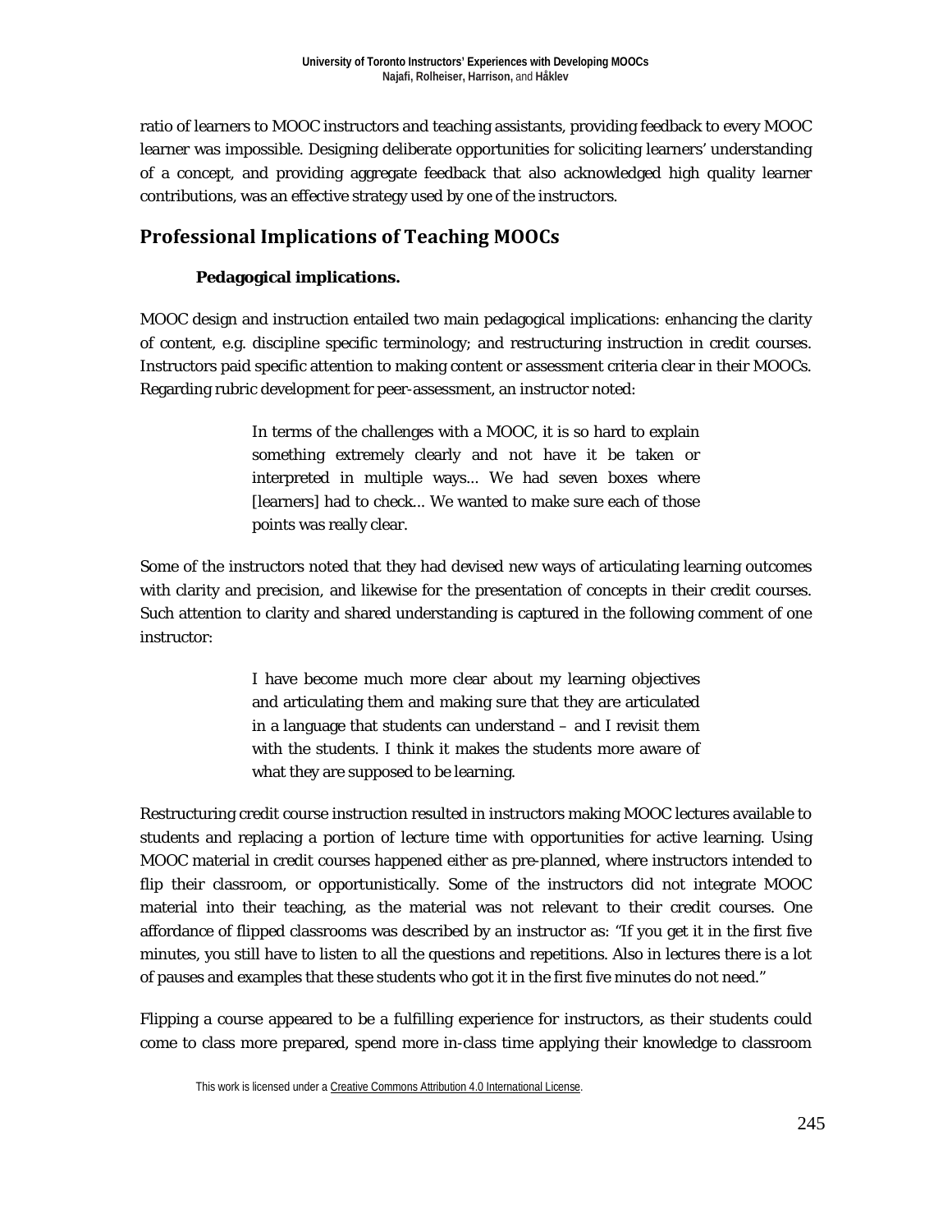ratio of learners to MOOC instructors and teaching assistants, providing feedback to every MOOC learner was impossible. Designing deliberate opportunities for soliciting learners' understanding of a concept, and providing aggregate feedback that also acknowledged high quality learner contributions, was an effective strategy used by one of the instructors.

## Professional Implications of Teaching MOOCs

### Pedagogical implications.

MOOC design and instruction entailed two main pedagogical implications: enhancing the clarity of content, e.g. discipline specific terminology; and restructuring instruction in credit courses. Instructors paid specific attention to making content or assessment criteria clear in their MOOCs. Regarding rubric development for peer-assessment, an instructor noted:

> In terms of the challenges with a MOOC, it is so hard to explain something extremely clearly and not have it be taken or interpreted in multiple ways... We had seven boxes where [learners] had to check... We wanted to make sure each of those points was really clear.

Some of the instructors noted that they had devised new ways of articulating learning outcomes with clarity and precision, and likewise for the presentation of concepts in their credit courses. Such attention to clarity and shared understanding is captured in the following comment of one instructor:

> I have become much more clear about my learning objectives and articulating them and making sure that they are articulated in a language that students can understand – and I revisit them with the students. I think it makes the students more aware of what they are supposed to be learning.

Restructuring credit course instruction resulted in instructors making MOOC lectures available to students and replacing a portion of lecture time with opportunities for active learning. Using MOOC material in credit courses happened either as pre-planned, where instructors intended to flip their classroom, or opportunistically. Some of the instructors did not integrate MOOC material into their teaching, as the material was not relevant to their credit courses. One affordance of flipped classrooms was described by an instructor as: "If you get it in the first five minutes, you still have to listen to all the questions and repetitions. Also in lectures there is a lot of pauses and examples that these students who got it in the first five minutes do not need."

Flipping a course appeared to be a fulfilling experience for instructors, as their students could come to class more prepared, spend more in-class time applying their knowledge to classroom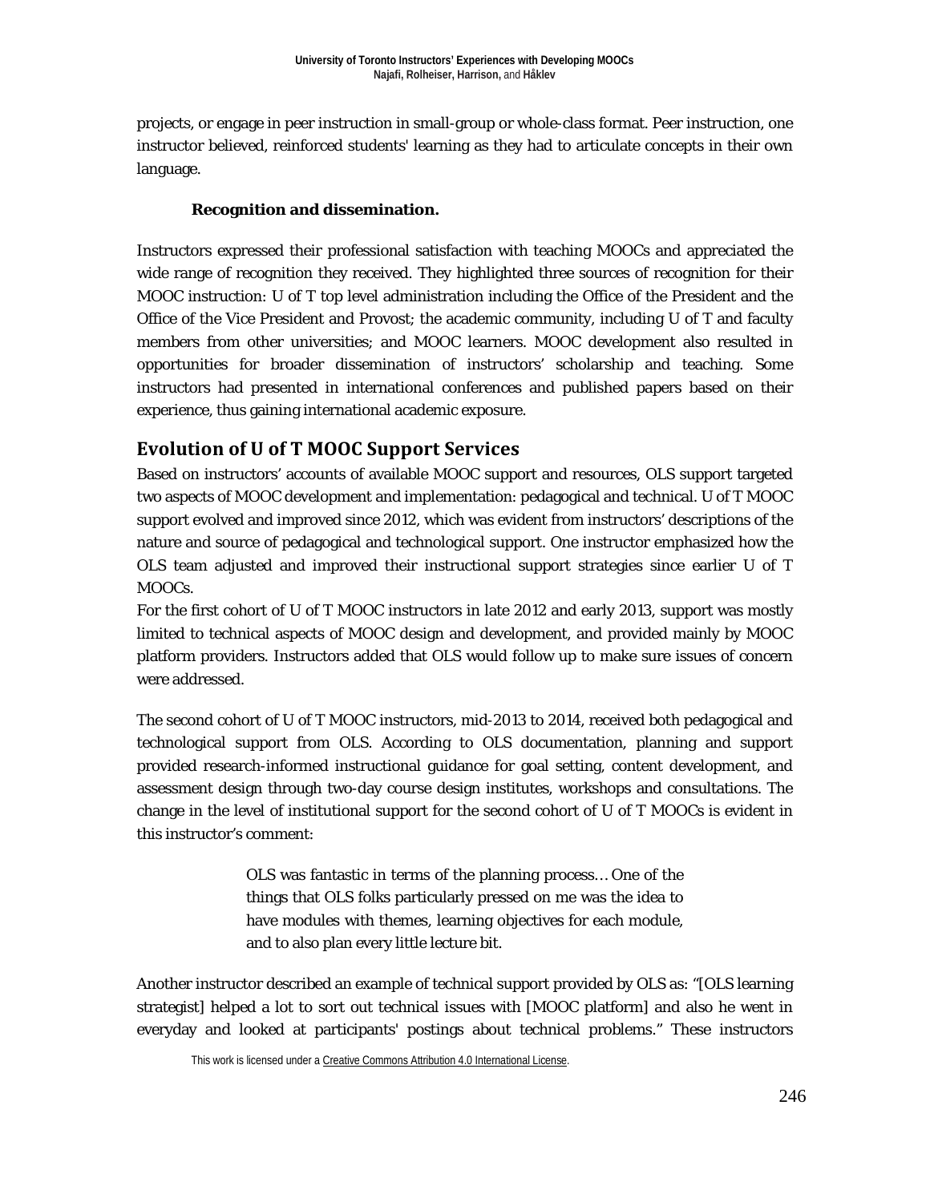projects, or engage in peer instruction in small-group or whole-class format. Peer instruction, one instructor believed, reinforced students' learning as they had to articulate concepts in their own language.

#### Recognition and dissemination.

Instructors expressed their professional satisfaction with teaching MOOCs and appreciated the wide range of recognition they received. They highlighted three sources of recognition for their MOOC instruction: U of T top level administration including the Office of the President and the Office of the Vice President and Provost; the academic community, including U of T and faculty members from other universities; and MOOC learners. MOOC development also resulted in opportunities for broader dissemination of instructors' scholarship and teaching. Some instructors had presented in international conferences and published papers based on their experience, thus gaining international academic exposure.

## Evolution of U of T MOOC Support Services

Based on instructors' accounts of available MOOC support and resources, OLS support targeted two aspects of MOOC development and implementation: pedagogical and technical. U of T MOOC support evolved and improved since 2012, which was evident from instructors' descriptions of the nature and source of pedagogical and technological support. One instructor emphasized how the OLS team adjusted and improved their instructional support strategies since earlier U of T MOOCs.

For the first cohort of U of T MOOC instructors in late 2012 and early 2013, support was mostly limited to technical aspects of MOOC design and development, and provided mainly by MOOC platform providers. Instructors added that OLS would follow up to make sure issues of concern were addressed.

The second cohort of U of T MOOC instructors, mid-2013 to 2014, received both pedagogical and technological support from OLS. According to OLS documentation, planning and support provided research-informed instructional guidance for goal setting, content development, and assessment design through two-day course design institutes, workshops and consultations. The change in the level of institutional support for the second cohort of U of T MOOCs is evident in this instructor's comment:

> OLS was fantastic in terms of the planning process… One of the things that OLS folks particularly pressed on me was the idea to have modules with themes, learning objectives for each module, and to also plan every little lecture bit.

Another instructor described an example of technical support provided by OLS as: "[OLS learning strategist] helped a lot to sort out technical issues with [MOOC platform] and also he went in everyday and looked at participants' postings about technical problems." These instructors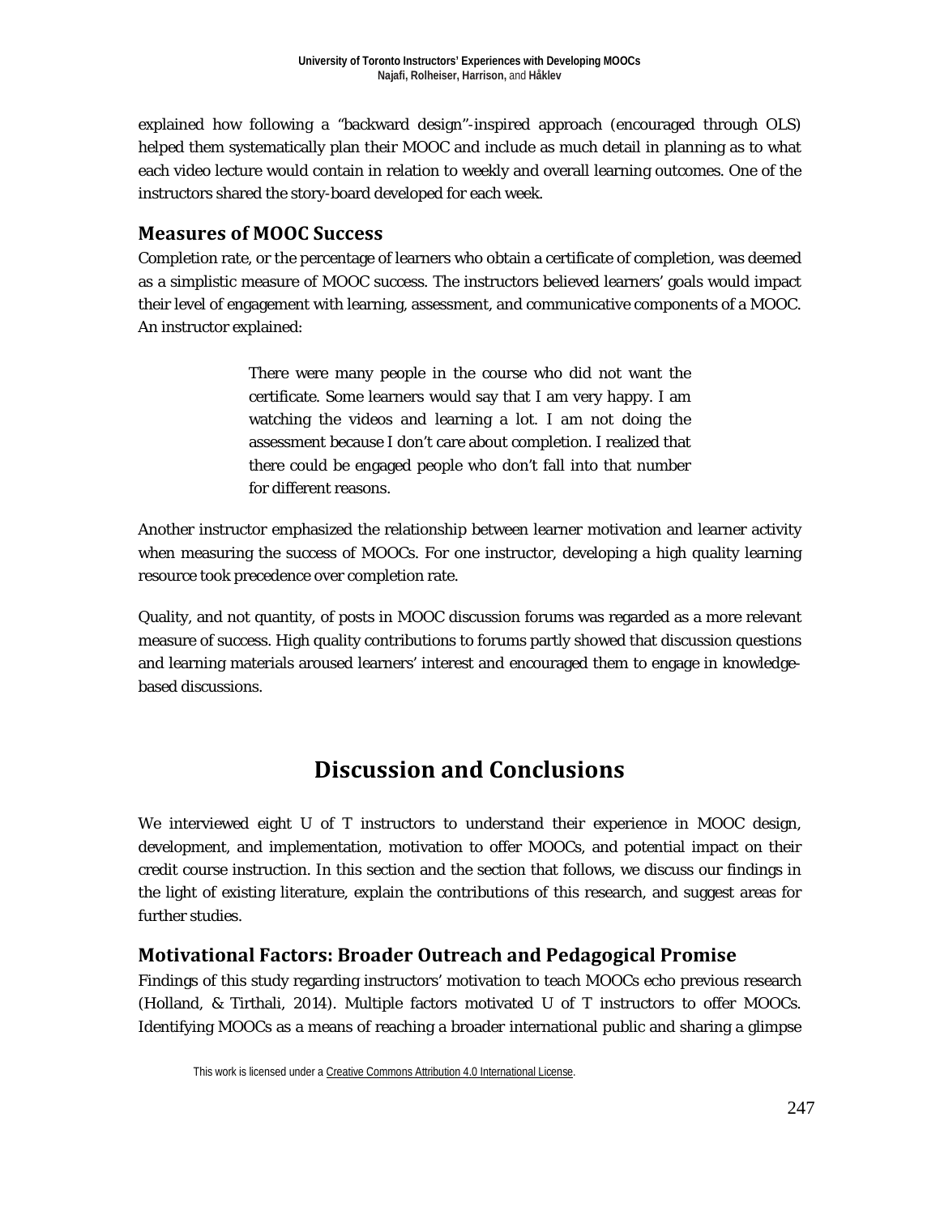explained how following a "backward design"-inspired approach (encouraged through OLS) helped them systematically plan their MOOC and include as much detail in planning as to what each video lecture would contain in relation to weekly and overall learning outcomes. One of the instructors shared the story-board developed for each week.

### Measures of MOOC Success

Completion rate, or the percentage of learners who obtain a certificate of completion, was deemed as a simplistic measure of MOOC success. The instructors believed learners' goals would impact their level of engagement with learning, assessment, and communicative components of a MOOC. An instructor explained:

> There were many people in the course who did not want the certificate. Some learners would say that I am very happy. I am watching the videos and learning a lot. I am not doing the assessment because I don't care about completion. I realized that there could be engaged people who don't fall into that number for different reasons.

Another instructor emphasized the relationship between learner motivation and learner activity when measuring the success of MOOCs. For one instructor, developing a high quality learning resource took precedence over completion rate.

Quality, and not quantity, of posts in MOOC discussion forums was regarded as a more relevant measure of success. High quality contributions to forums partly showed that discussion questions and learning materials aroused learners' interest and encouraged them to engage in knowledge-based discussions.

## Discussion and Conclusions

We interviewed eight U of T instructors to understand their experience in MOOC design, development, and implementation, motivation to offer MOOCs, and potential impact on their credit course instruction. In this section and the section that follows, we discuss our findings in the light of existing literature, explain the contributions of this research, and suggest areas for further studies.

### Motivational Factors: Broader Outreach and Pedagogical Promise

Findings of this study regarding instructors' motivation to teach MOOCs echo previous research (Holland, & Tirthali, 2014). Multiple factors motivated U of T instructors to offer MOOCs. Identifying MOOCs as a means of reaching a broader international public and sharing a glimpse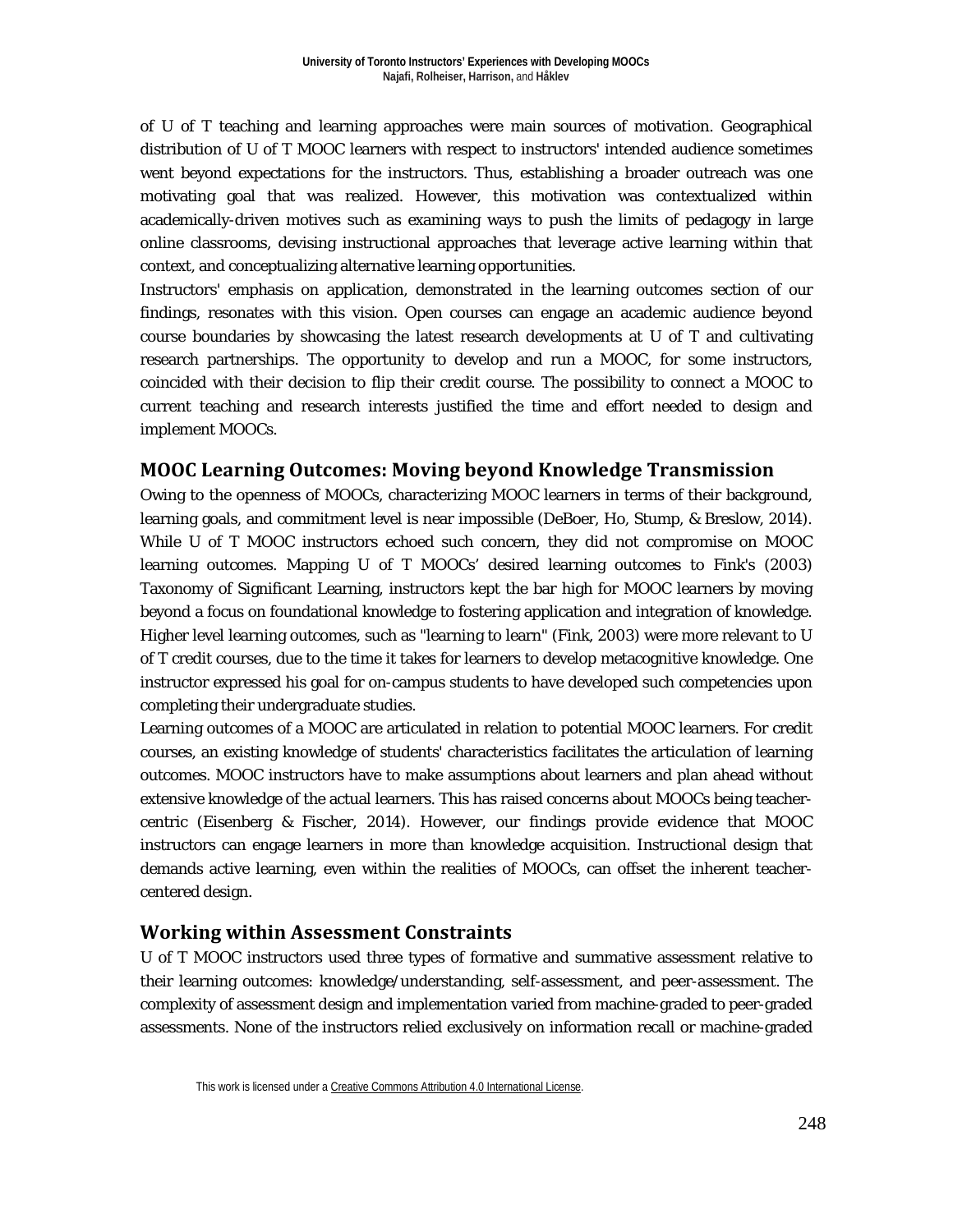of U of T teaching and learning approaches were main sources of motivation. Geographical distribution of U of T MOOC learners with respect to instructors' intended audience sometimes went beyond expectations for the instructors. Thus, establishing a broader outreach was one motivating goal that was realized. However, this motivation was contextualized within academically-driven motives such as examining ways to push the limits of pedagogy in large online classrooms, devising instructional approaches that leverage active learning within that context, and conceptualizing alternative learning opportunities.

Instructors' emphasis on application, demonstrated in the learning outcomes section of our findings, resonates with this vision. Open courses can engage an academic audience beyond course boundaries by showcasing the latest research developments at U of T and cultivating research partnerships. The opportunity to develop and run a MOOC, for some instructors, coincided with their decision to flip their credit course. The possibility to connect a MOOC to current teaching and research interests justified the time and effort needed to design and implement MOOCs.

## MOOC Learning Outcomes: Moving beyond Knowledge Transmission

Owing to the openness of MOOCs, characterizing MOOC learners in terms of their background, learning goals, and commitment level is near impossible (DeBoer, Ho, Stump, & Breslow, 2014). While U of T MOOC instructors echoed such concern, they did not compromise on MOOC learning outcomes. Mapping U of T MOOCs' desired learning outcomes to Fink's (2003) Taxonomy of Significant Learning, instructors kept the bar high for MOOC learners by moving beyond a focus on foundational knowledge to fostering application and integration of knowledge. Higher level learning outcomes, such as "learning to learn" (Fink, 2003) were more relevant to U of T credit courses, due to the time it takes for learners to develop metacognitive knowledge. One instructor expressed his goal for on-campus students to have developed such competencies upon completing their undergraduate studies.

Learning outcomes of a MOOC are articulated in relation to potential MOOC learners. For credit courses, an existing knowledge of students' characteristics facilitates the articulation of learning outcomes. MOOC instructors have to make assumptions about learners and plan ahead without extensive knowledge of the actual learners. This has raised concerns about MOOCs being teacher-centric (Eisenberg & Fischer, 2014). However, our findings provide evidence that MOOC instructors can engage learners in more than knowledge acquisition. Instructional design that demands active learning, even within the realities of MOOCs, can offset the inherent teacher-centered design.

## Working within Assessment Constraints

U of T MOOC instructors used three types of formative and summative assessment relative to their learning outcomes: knowledge/understanding, self-assessment, and peer-assessment. The complexity of assessment design and implementation varied from machine-graded to peer-graded assessments. None of the instructors relied exclusively on information recall or machine-graded

This work is licensed under a Creative Commons Attribution 4.0 International License.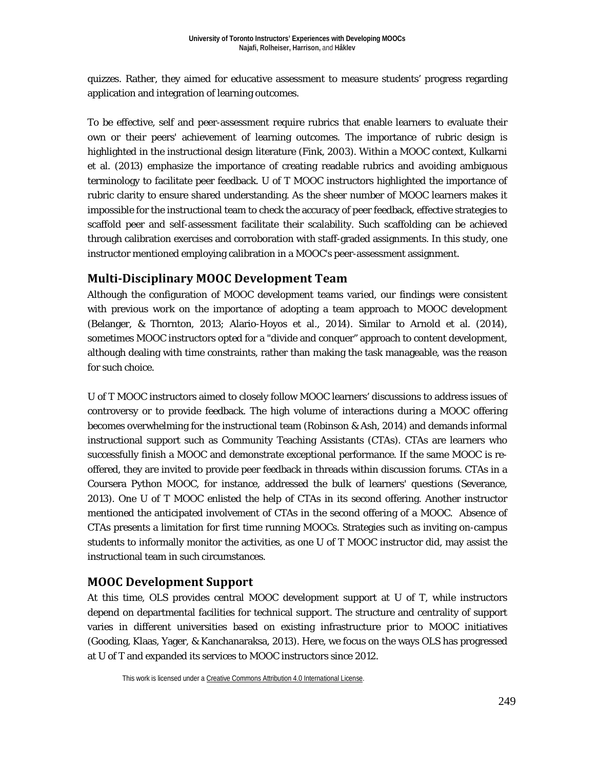quizzes. Rather, they aimed for educative assessment to measure students' progress regarding application and integration of learning outcomes.

To be effective, self and peer-assessment require rubrics that enable learners to evaluate their own or their peers' achievement of learning outcomes. The importance of rubric design is highlighted in the instructional design literature (Fink, 2003). Within a MOOC context, Kulkarni et al. (2013) emphasize the importance of creating readable rubrics and avoiding ambiguous terminology to facilitate peer feedback. U of T MOOC instructors highlighted the importance of rubric clarity to ensure shared understanding. As the sheer number of MOOC learners makes it impossible for the instructional team to check the accuracy of peer feedback, effective strategies to scaffold peer and self-assessment facilitate their scalability. Such scaffolding can be achieved through calibration exercises and corroboration with staff-graded assignments. In this study, one instructor mentioned employing calibration in a MOOC's peer-assessment assignment.

## Multi-Disciplinary MOOC Development Team

Although the configuration of MOOC development teams varied, our findings were consistent with previous work on the importance of adopting a team approach to MOOC development (Belanger, & Thornton, 2013; Alario-Hoyos et al., 2014). Similar to Arnold et al. (2014), sometimes MOOC instructors opted for a "divide and conquer" approach to content development, although dealing with time constraints, rather than making the task manageable, was the reason for such choice.

U of T MOOC instructors aimed to closely follow MOOC learners' discussions to address issues of controversy or to provide feedback. The high volume of interactions during a MOOC offering becomes overwhelming for the instructional team (Robinson & Ash, 2014) and demands informal instructional support such as Community Teaching Assistants (CTAs). CTAs are learners who successfully finish a MOOC and demonstrate exceptional performance. If the same MOOC is re-offered, they are invited to provide peer feedback in threads within discussion forums. CTAs in a Coursera Python MOOC, for instance, addressed the bulk of learners' questions (Severance, 2013). One U of T MOOC enlisted the help of CTAs in its second offering. Another instructor mentioned the anticipated involvement of CTAs in the second offering of a MOOC. Absence of CTAs presents a limitation for first time running MOOCs. Strategies such as inviting on-campus students to informally monitor the activities, as one U of T MOOC instructor did, may assist the instructional team in such circumstances.

## MOOC Development Support

At this time, OLS provides central MOOC development support at U of T, while instructors depend on departmental facilities for technical support. The structure and centrality of support varies in different universities based on existing infrastructure prior to MOOC initiatives (Gooding, Klaas, Yager, & Kanchanaraksa, 2013). Here, we focus on the ways OLS has progressed at U of T and expanded its services to MOOC instructors since 2012.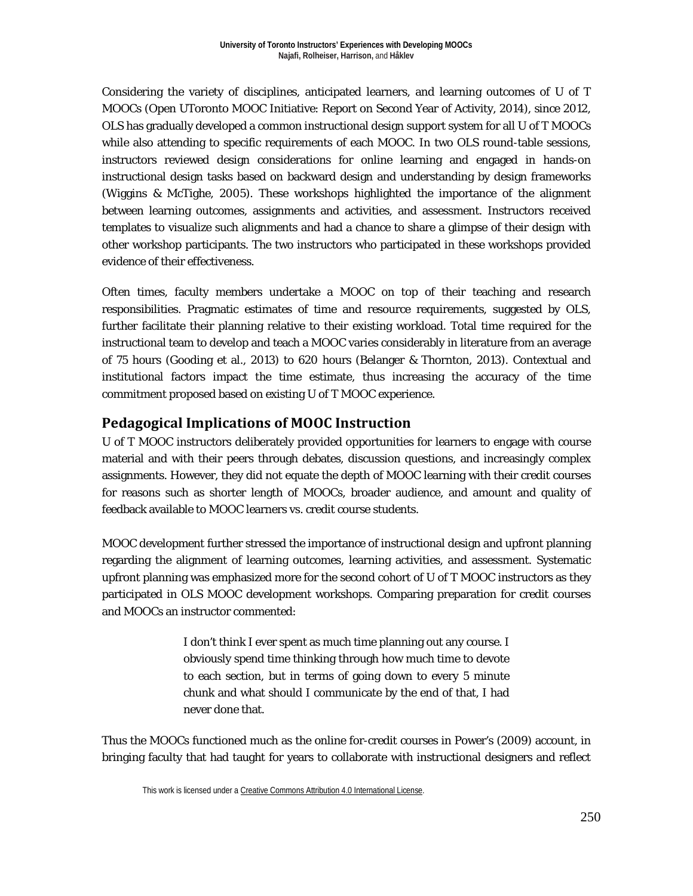Considering the variety of disciplines, anticipated learners, and learning outcomes of U of T MOOCs (Open UToronto MOOC Initiative: Report on Second Year of Activity, 2014), since 2012, OLS has gradually developed a common instructional design support system for all U of T MOOCs while also attending to specific requirements of each MOOC. In two OLS round-table sessions, instructors reviewed design considerations for online learning and engaged in hands-on instructional design tasks based on backward design and understanding by design frameworks (Wiggins & McTighe, 2005). These workshops highlighted the importance of the alignment between learning outcomes, assignments and activities, and assessment. Instructors received templates to visualize such alignments and had a chance to share a glimpse of their design with other workshop participants. The two instructors who participated in these workshops provided evidence of their effectiveness.

Often times, faculty members undertake a MOOC on top of their teaching and research responsibilities. Pragmatic estimates of time and resource requirements, suggested by OLS, further facilitate their planning relative to their existing workload. Total time required for the instructional team to develop and teach a MOOC varies considerably in literature from an average of 75 hours (Gooding et al., 2013) to 620 hours (Belanger & Thornton, 2013). Contextual and institutional factors impact the time estimate, thus increasing the accuracy of the time commitment proposed based on existing U of T MOOC experience.

## Pedagogical Implications of MOOC Instruction

U of T MOOC instructors deliberately provided opportunities for learners to engage with course material and with their peers through debates, discussion questions, and increasingly complex assignments. However, they did not equate the depth of MOOC learning with their credit courses for reasons such as shorter length of MOOCs, broader audience, and amount and quality of feedback available to MOOC learners vs. credit course students.

MOOC development further stressed the importance of instructional design and upfront planning regarding the alignment of learning outcomes, learning activities, and assessment. Systematic upfront planning was emphasized more for the second cohort of U of T MOOC instructors as they participated in OLS MOOC development workshops. Comparing preparation for credit courses and MOOCs an instructor commented:

> I don't think I ever spent as much time planning out any course. I obviously spend time thinking through how much time to devote to each section, but in terms of going down to every 5 minute chunk and what should I communicate by the end of that, I had never done that.

Thus the MOOCs functioned much as the online for-credit courses in Power's (2009) account, in bringing faculty that had taught for years to collaborate with instructional designers and reflect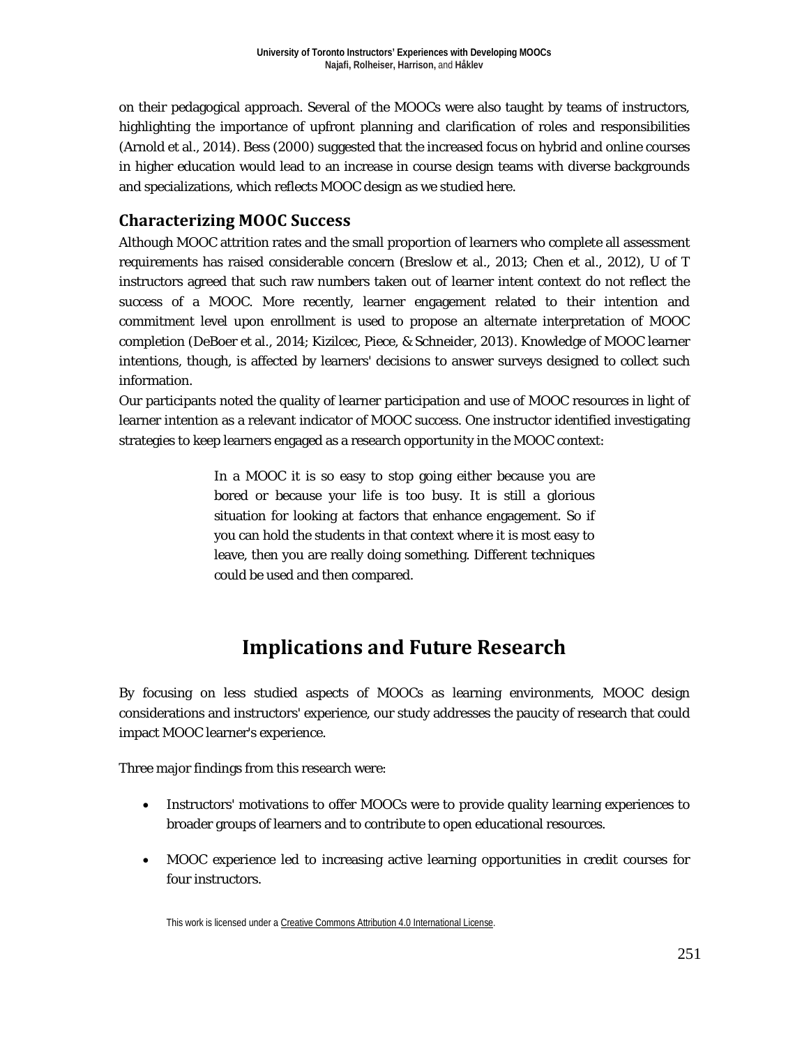on their pedagogical approach. Several of the MOOCs were also taught by teams of instructors, highlighting the importance of upfront planning and clarification of roles and responsibilities (Arnold et al., 2014). Bess (2000) suggested that the increased focus on hybrid and online courses in higher education would lead to an increase in course design teams with diverse backgrounds and specializations, which reflects MOOC design as we studied here.

### Characterizing MOOC Success

Although MOOC attrition rates and the small proportion of learners who complete all assessment requirements has raised considerable concern (Breslow et al., 2013; Chen et al., 2012), U of T instructors agreed that such raw numbers taken out of learner intent context do not reflect the success of a MOOC. More recently, learner engagement related to their intention and commitment level upon enrollment is used to propose an alternate interpretation of MOOC completion (DeBoer et al., 2014; Kizilcec, Piece, & Schneider, 2013). Knowledge of MOOC learner intentions, though, is affected by learners' decisions to answer surveys designed to collect such information.

Our participants noted the quality of learner participation and use of MOOC resources in light of learner intention as a relevant indicator of MOOC success. One instructor identified investigating strategies to keep learners engaged as a research opportunity in the MOOC context:

> In a MOOC it is so easy to stop going either because you are bored or because your life is too busy. It is still a glorious situation for looking at factors that enhance engagement. So if you can hold the students in that context where it is most easy to leave, then you are really doing something. Different techniques could be used and then compared.

## Implications and Future Research

By focusing on less studied aspects of MOOCs as learning environments, MOOC design considerations and instructors' experience, our study addresses the paucity of research that could impact MOOC learner's experience.

Three major findings from this research were:

- Instructors' motivations to offer MOOCs were to provide quality learning experiences to broader groups of learners and to contribute to open educational resources.
- MOOC experience led to increasing active learning opportunities in credit courses for four instructors.

This work is licensed under a Creative Commons Attribution 4.0 International License.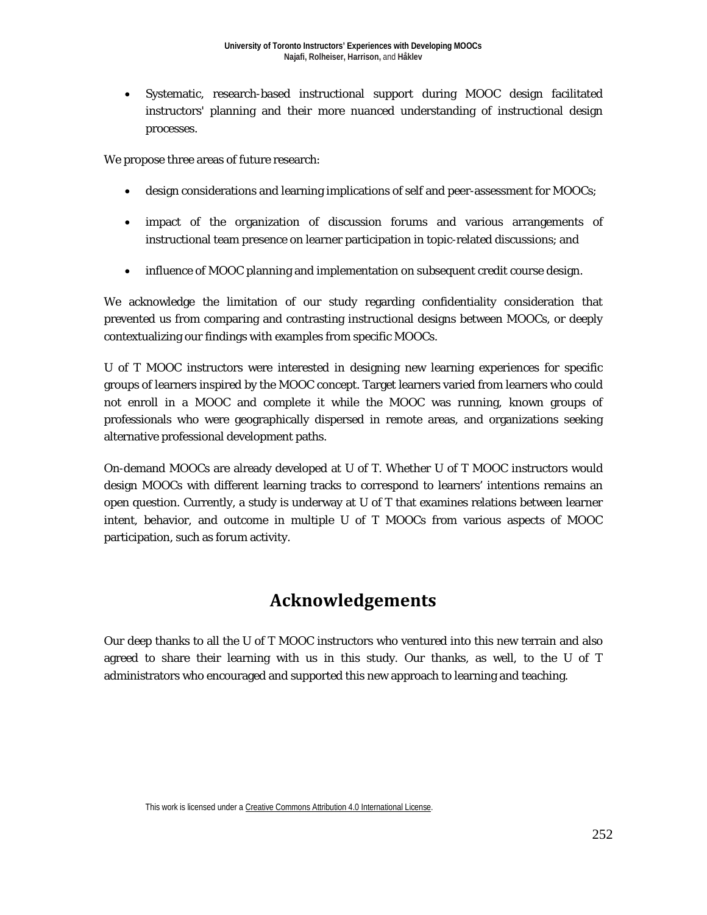- Systematic, research-based instructional support during MOOC design facilitated instructors' planning and their more nuanced understanding of instructional design processes.

We propose three areas of future research:

- design considerations and learning implications of self and peer-assessment for MOOCs;
- impact of the organization of discussion forums and various arrangements of instructional team presence on learner participation in topic-related discussions; and
- influence of MOOC planning and implementation on subsequent credit course design.

We acknowledge the limitation of our study regarding confidentiality consideration that prevented us from comparing and contrasting instructional designs between MOOCs, or deeply contextualizing our findings with examples from specific MOOCs.

U of T MOOC instructors were interested in designing new learning experiences for specific groups of learners inspired by the MOOC concept. Target learners varied from learners who could not enroll in a MOOC and complete it while the MOOC was running, known groups of professionals who were geographically dispersed in remote areas, and organizations seeking alternative professional development paths.

On-demand MOOCs are already developed at U of T. Whether U of T MOOC instructors would design MOOCs with different learning tracks to correspond to learners' intentions remains an open question. Currently, a study is underway at U of T that examines relations between learner intent, behavior, and outcome in multiple U of T MOOCs from various aspects of MOOC participation, such as forum activity.

# Acknowledgements

Our deep thanks to all the U of T MOOC instructors who ventured into this new terrain and also agreed to share their learning with us in this study. Our thanks, as well, to the U of T administrators who encouraged and supported this new approach to learning and teaching.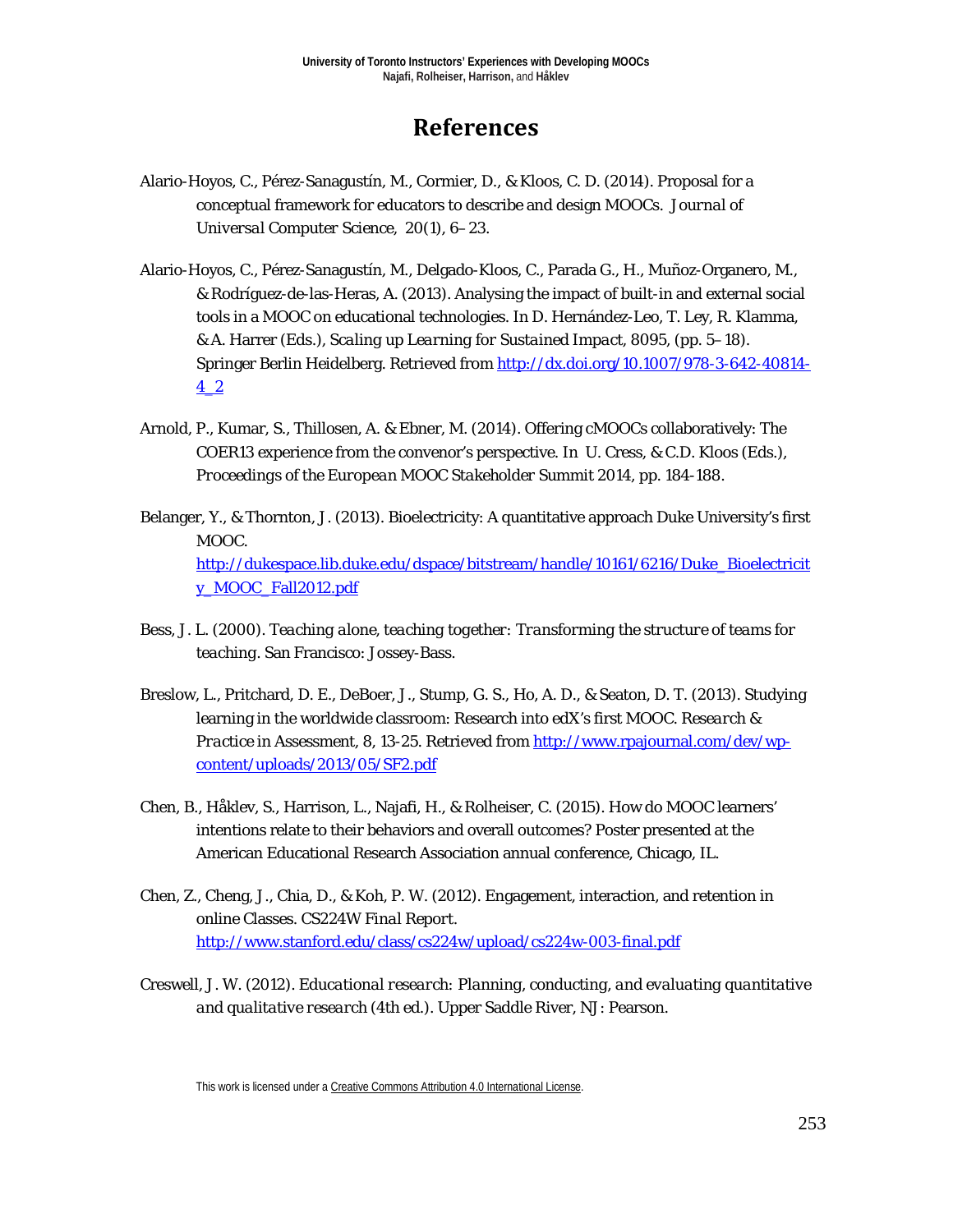# References

Alario-Hoyos, C., Pérez-Sanagustín, M., Cormier, D., & Kloos, C. D. (2014). Proposal for a conceptual framework for educators to describe and design MOOCs. *Journal of Universal Computer Science*, *20*(1), 6–23.

Alario-Hoyos, C., Pérez-Sanagustín, M., Delgado-Kloos, C., Parada G., H., Muñoz-Organero, M., & Rodríguez-de-las-Heras, A. (2013). Analysing the impact of built-in and external social tools in a MOOC on educational technologies. In D. Hernández-Leo, T. Ley, R. Klamma, & A. Harrer (Eds.), *Scaling up Learning for Sustained Impact*, 8095, (pp. 5–18). Springer Berlin Heidelberg. Retrieved from http://dx.doi.org/10.1007/978-3-642-40814-4_2

Arnold, P., Kumar, S., Thillosen, A. & Ebner, M. (2014). Offering cMOOCs collaboratively: The COER13 experience from the convenor's perspective. In U. Cress, & C.D. Kloos (Eds.), *Proceedings of the European MOOC Stakeholder Summit 2014*, pp. 184-188.

Belanger, Y., & Thornton, J. (2013). Bioelectricity: A quantitative approach Duke University's first MOOC. http://dukespace.lib.duke.edu/dspace/bitstream/handle/10161/6216/Duke_Bioelectricity_MOOC_Fall2012.pdf

Bess, J. L. (2000). *Teaching alone, teaching together: Transforming the structure of teams for teaching*. San Francisco: Jossey-Bass.

Breslow, L., Pritchard, D. E., DeBoer, J., Stump, G. S., Ho, A. D., & Seaton, D. T. (2013). Studying learning in the worldwide classroom: Research into edX's first MOOC. *Research & Practice in Assessment*, 8, 13-25. Retrieved from http://www.rpajournal.com/dev/wp-content/uploads/2013/05/SF2.pdf

Chen, B., Håklev, S., Harrison, L., Najafi, H., & Rolheiser, C. (2015). How do MOOC learners' intentions relate to their behaviors and overall outcomes? Poster presented at the American Educational Research Association annual conference, Chicago, IL.

Chen, Z., Cheng, J., Chia, D., & Koh, P. W. (2012). Engagement, interaction, and retention in online Classes. *CS224W Final Report.* http://www.stanford.edu/class/cs224w/upload/cs224w-003-final.pdf

Creswell, J. W. (2012). *Educational research: Planning, conducting, and evaluating quantitative and qualitative research* (4th ed.). Upper Saddle River, NJ: Pearson.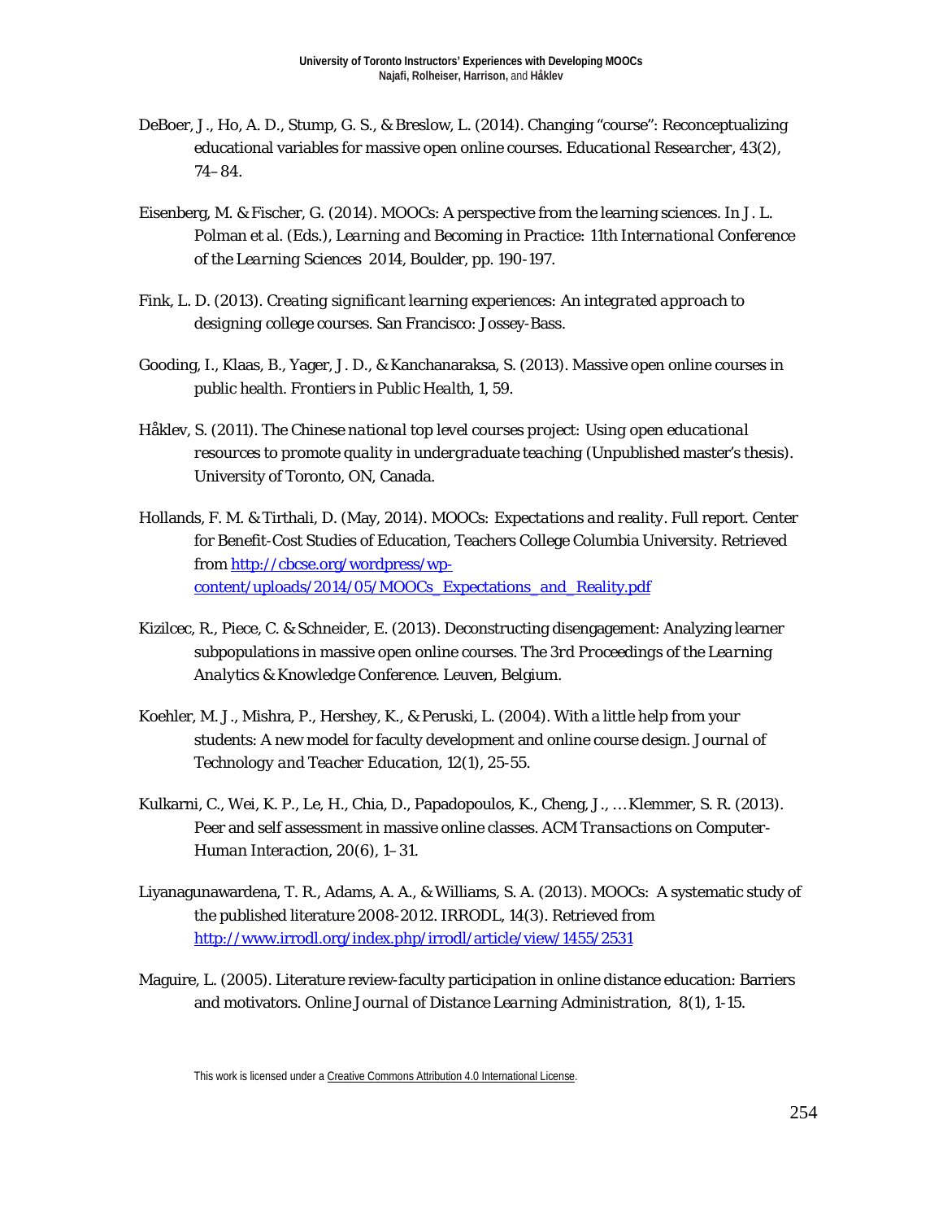DeBoer, J., Ho, A. D., Stump, G. S., & Breslow, L. (2014). Changing "course": Reconceptualizing educational variables for massive open online courses. *Educational Researcher*, *43*(2), 74–84.

Eisenberg, M. & Fischer, G. (2014). MOOCs: A perspective from the learning sciences. In J. L. Polman et al. (Eds.), *Learning and Becoming in Practice: 11th International Conference of the Learning Sciences 2014*, Boulder, pp. 190-197.

Fink, L. D. (2013). *Creating significant learning experiences: An integrated approach to designing college courses*. San Francisco: Jossey-Bass.

Gooding, I., Klaas, B., Yager, J. D., & Kanchanaraksa, S. (2013). Massive open online courses in public health. *Frontiers in Public Health*, *1*, 59.

Håklev, S. (2011). *The Chinese national top level courses project: Using open educational resources to promote quality in undergraduate teaching* (Unpublished master's thesis). University of Toronto, ON, Canada.

Hollands, F. M. & Tirthali, D. (May, 2014). *MOOCs: Expectations and reality.* Full report. Center for Benefit-Cost Studies of Education, Teachers College Columbia University. Retrieved from http://cbcse.org/wordpress/wp-content/uploads/2014/05/MOOCs_Expectations_and_Reality.pdf

Kizilcec, R., Piece, C. & Schneider, E. (2013). Deconstructing disengagement: Analyzing learner subpopulations in massive open online courses. *The 3rd Proceedings of the Learning Analytics & Knowledge Conference*. Leuven, Belgium.

Koehler, M. J., Mishra, P., Hershey, K., & Peruski, L. (2004). With a little help from your students: A new model for faculty development and online course design. *Journal of Technology and Teacher Education*, *12*(1), 25-55.

Kulkarni, C., Wei, K. P., Le, H., Chia, D., Papadopoulos, K., Cheng, J., … Klemmer, S. R. (2013). Peer and self assessment in massive online classes. *ACM Transactions on Computer-Human Interaction*, *20*(6), 1–31.

Liyanagunawardena, T. R., Adams, A. A., & Williams, S. A. (2013). MOOCs: A systematic study of the published literature 2008-2012. IRRODL, 14(3). Retrieved from http://www.irrodl.org/index.php/irrodl/article/view/1455/2531

Maguire, L. (2005). Literature review-faculty participation in online distance education: Barriers and motivators. *Online Journal of Distance Learning Administration*, *8*(1), 1-15.

This work is licensed under a Creative Commons Attribution 4.0 International License.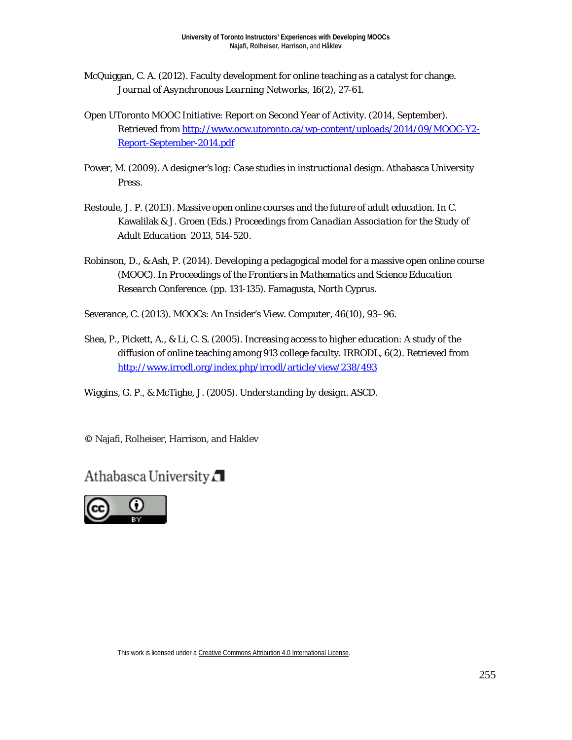McQuiggan, C. A. (2012). Faculty development for online teaching as a catalyst for change. *Journal of Asynchronous Learning Networks, 16*(2), 27-61.

Open UToronto MOOC Initiative: Report on Second Year of Activity. (2014, September). Retrieved from [http://www.ocw.utoronto.ca/wp-content/uploads/2014/09/MOOC-Y2-Report-September-2014.pdf](http://www.ocw.utoronto.ca/wp-content/uploads/2014/09/MOOC-Y2-Report-September-2014.pdf)

Power, M. (2009). *A designer's log: Case studies in instructional design*. Athabasca University Press.

Restoule, J. P. (2013). Massive open online courses and the future of adult education. In C. Kawalilak & J. Groen (Eds.) *Proceedings from Canadian Association for the Study of Adult Education* 2013, 514-520.

Robinson, D., & Ash, P. (2014). Developing a pedagogical model for a massive open online course (MOOC). In *Proceedings of the Frontiers in Mathematics and Science Education Research Conference*. (pp. 131-135). Famagusta, North Cyprus.

Severance, C. (2013). MOOCs: An Insider's View. *Computer, 46*(10), 93–96.

Shea, P., Pickett, A., & Li, C. S. (2005). Increasing access to higher education: A study of the diffusion of online teaching among 913 college faculty. *IRRODL, 6*(2). Retrieved from [http://www.irrodl.org/index.php/irrodl/article/view/238/493](http://www.irrodl.org/index.php/irrodl/article/view/238/493)

Wiggins, G. P., & McTighe, J. (2005). *Understanding by design*. ASCD.

© Najafi, Rolheiser, Harrison, and Haklev

Athabasca University

This work is licensed under a [Creative Commons Attribution 4.0 International License](https://creativecommons.org/licenses/by/4.0/).